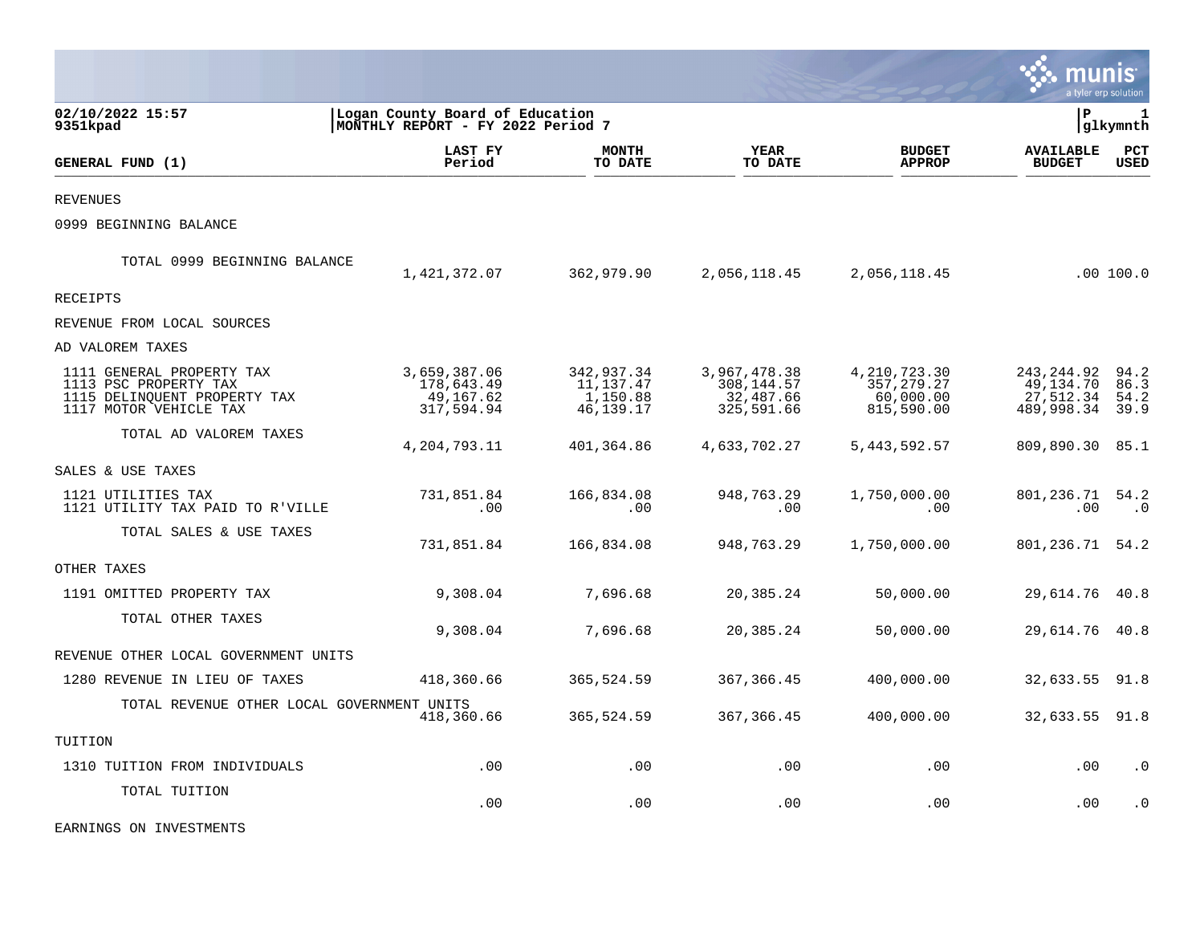02/10/2022 15:57 | Logan County Board of Education | P 1
9351kpad | MONTHLY REPORT - FY 2022 Period 7 | glkymnth

| GENERAL FUND (1) | LAST FY Period | MONTH TO DATE | YEAR TO DATE | BUDGET APPROP | AVAILABLE BUDGET | PCT USED |
|---|---|---|---|---|---|---|
| REVENUES | | | | | | |
| 0999 BEGINNING BALANCE | | | | | | |
| TOTAL 0999 BEGINNING BALANCE | 1,421,372.07 | 362,979.90 | 2,056,118.45 | 2,056,118.45 | .00 | 100.0 |
| RECEIPTS | | | | | | |
| REVENUE FROM LOCAL SOURCES | | | | | | |
| AD VALOREM TAXES | | | | | | |
| 1111 GENERAL PROPERTY TAX | 3,659,387.06 | 342,937.34 | 3,967,478.38 | 4,210,723.30 | 243,244.92 | 94.2 |
| 1113 PSC PROPERTY TAX | 178,643.49 | 11,137.47 | 308,144.57 | 357,279.27 | 49,134.70 | 86.3 |
| 1115 DELINQUENT PROPERTY TAX | 49,167.62 | 1,150.88 | 32,487.66 | 60,000.00 | 27,512.34 | 54.2 |
| 1117 MOTOR VEHICLE TAX | 317,594.94 | 46,139.17 | 325,591.66 | 815,590.00 | 489,998.34 | 39.9 |
| TOTAL AD VALOREM TAXES | 4,204,793.11 | 401,364.86 | 4,633,702.27 | 5,443,592.57 | 809,890.30 | 85.1 |
| SALES & USE TAXES | | | | | | |
| 1121 UTILITIES TAX | 731,851.84 | 166,834.08 | 948,763.29 | 1,750,000.00 | 801,236.71 | 54.2 |
| 1121 UTILITY TAX PAID TO R'VILLE | .00 | .00 | .00 | .00 | .00 | .0 |
| TOTAL SALES & USE TAXES | 731,851.84 | 166,834.08 | 948,763.29 | 1,750,000.00 | 801,236.71 | 54.2 |
| OTHER TAXES | | | | | | |
| 1191 OMITTED PROPERTY TAX | 9,308.04 | 7,696.68 | 20,385.24 | 50,000.00 | 29,614.76 | 40.8 |
| TOTAL OTHER TAXES | 9,308.04 | 7,696.68 | 20,385.24 | 50,000.00 | 29,614.76 | 40.8 |
| REVENUE OTHER LOCAL GOVERNMENT UNITS | | | | | | |
| 1280 REVENUE IN LIEU OF TAXES | 418,360.66 | 365,524.59 | 367,366.45 | 400,000.00 | 32,633.55 | 91.8 |
| TOTAL REVENUE OTHER LOCAL GOVERNMENT UNITS | 418,360.66 | 365,524.59 | 367,366.45 | 400,000.00 | 32,633.55 | 91.8 |
| TUITION | | | | | | |
| 1310 TUITION FROM INDIVIDUALS | .00 | .00 | .00 | .00 | .00 | .0 |
| TOTAL TUITION | .00 | .00 | .00 | .00 | .00 | .0 |
| EARNINGS ON INVESTMENTS | | | | | | |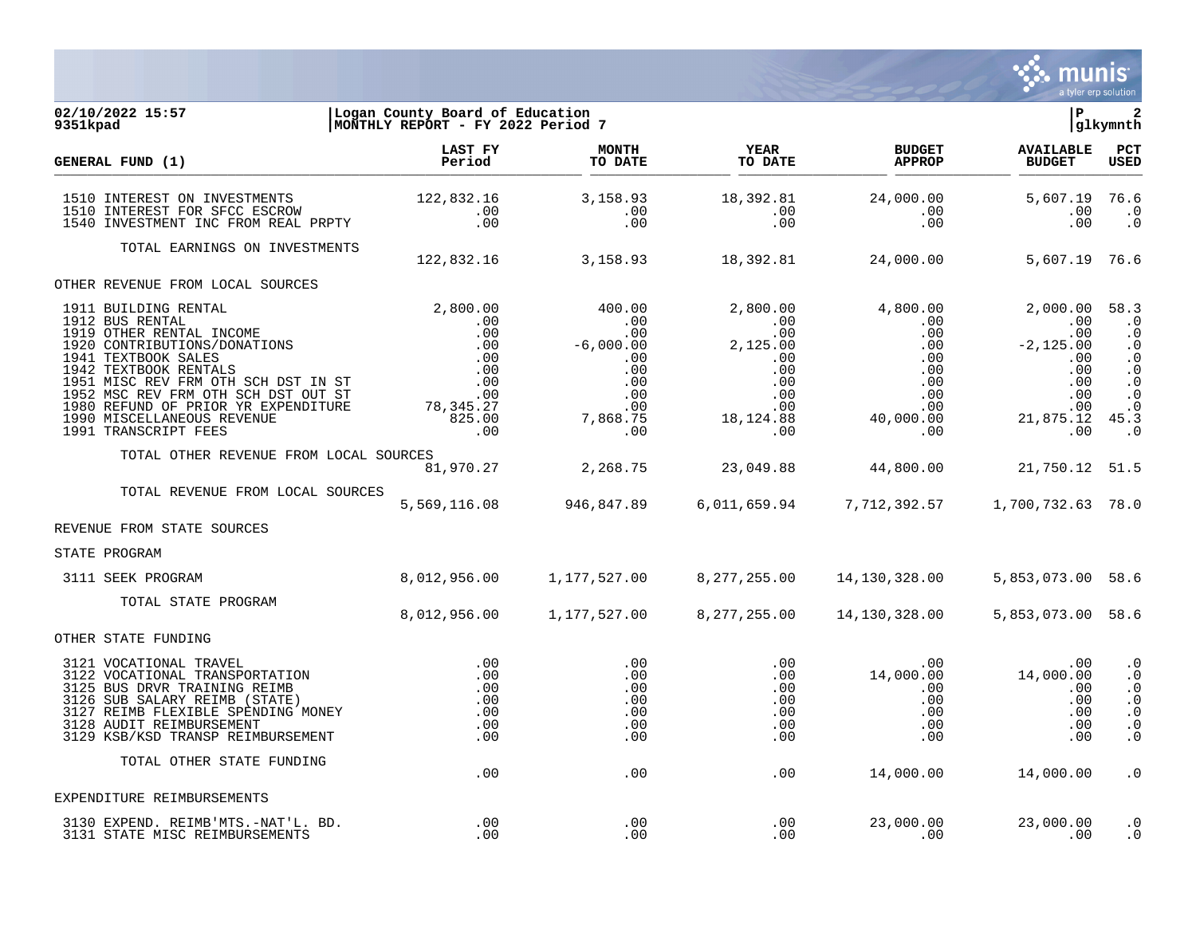02/10/2022 15:57 | Logan County Board of Education
9351kpad | MONTHLY REPORT - FY 2022 Period 7

| GENERAL FUND (1) | LAST FY Period | MONTH TO DATE | YEAR TO DATE | BUDGET APPROP | AVAILABLE BUDGET | PCT USED |
|---|---|---|---|---|---|---|
| 1510 INTEREST ON INVESTMENTS | 122,832.16 | 3,158.93 | 18,392.81 | 24,000.00 | 5,607.19 | 76.6 |
| 1510 INTEREST FOR SFCC ESCROW | .00 | .00 | .00 | .00 | .00 | .0 |
| 1540 INVESTMENT INC FROM REAL PRPTY | .00 | .00 | .00 | .00 | .00 | .0 |
| TOTAL EARNINGS ON INVESTMENTS | 122,832.16 | 3,158.93 | 18,392.81 | 24,000.00 | 5,607.19 | 76.6 |
| OTHER REVENUE FROM LOCAL SOURCES | | | | | | |
| 1911 BUILDING RENTAL | 2,800.00 | 400.00 | 2,800.00 | 4,800.00 | 2,000.00 | 58.3 |
| 1912 BUS RENTAL | .00 | .00 | .00 | .00 | .00 | .0 |
| 1919 OTHER RENTAL INCOME | .00 | .00 | .00 | .00 | .00 | .0 |
| 1920 CONTRIBUTIONS/DONATIONS | .00 | -6,000.00 | 2,125.00 | .00 | -2,125.00 | .0 |
| 1941 TEXTBOOK SALES | .00 | .00 | .00 | .00 | .00 | .0 |
| 1942 TEXTBOOK RENTALS | .00 | .00 | .00 | .00 | .00 | .0 |
| 1951 MISC REV FRM OTH SCH DST IN ST | .00 | .00 | .00 | .00 | .00 | .0 |
| 1952 MSC REV FRM OTH SCH DST OUT ST | .00 | .00 | .00 | .00 | .00 | .0 |
| 1980 REFUND OF PRIOR YR EXPENDITURE | 78,345.27 | .00 | .00 | .00 | .00 | .0 |
| 1990 MISCELLANEOUS REVENUE | 825.00 | 7,868.75 | 18,124.88 | 40,000.00 | 21,875.12 | 45.3 |
| 1991 TRANSCRIPT FEES | .00 | .00 | .00 | .00 | .00 | .0 |
| TOTAL OTHER REVENUE FROM LOCAL SOURCES | 81,970.27 | 2,268.75 | 23,049.88 | 44,800.00 | 21,750.12 | 51.5 |
| TOTAL REVENUE FROM LOCAL SOURCES | 5,569,116.08 | 946,847.89 | 6,011,659.94 | 7,712,392.57 | 1,700,732.63 | 78.0 |
| REVENUE FROM STATE SOURCES | | | | | | |
| STATE PROGRAM | | | | | | |
| 3111 SEEK PROGRAM | 8,012,956.00 | 1,177,527.00 | 8,277,255.00 | 14,130,328.00 | 5,853,073.00 | 58.6 |
| TOTAL STATE PROGRAM | 8,012,956.00 | 1,177,527.00 | 8,277,255.00 | 14,130,328.00 | 5,853,073.00 | 58.6 |
| OTHER STATE FUNDING | | | | | | |
| 3121 VOCATIONAL TRAVEL | .00 | .00 | .00 | .00 | .00 | .0 |
| 3122 VOCATIONAL TRANSPORTATION | .00 | .00 | .00 | 14,000.00 | 14,000.00 | .0 |
| 3125 BUS DRVR TRAINING REIMB | .00 | .00 | .00 | .00 | .00 | .0 |
| 3126 SUB SALARY REIMB (STATE) | .00 | .00 | .00 | .00 | .00 | .0 |
| 3127 REIMB FLEXIBLE SPENDING MONEY | .00 | .00 | .00 | .00 | .00 | .0 |
| 3128 AUDIT REIMBURSEMENT | .00 | .00 | .00 | .00 | .00 | .0 |
| 3129 KSB/KSD TRANSP REIMBURSEMENT | .00 | .00 | .00 | .00 | .00 | .0 |
| TOTAL OTHER STATE FUNDING | .00 | .00 | .00 | 14,000.00 | 14,000.00 | .0 |
| EXPENDITURE REIMBURSEMENTS | | | | | | |
| 3130 EXPEND. REIMB'MTS.-NAT'L. BD. | .00 | .00 | .00 | 23,000.00 | 23,000.00 | .0 |
| 3131 STATE MISC REIMBURSEMENTS | .00 | .00 | .00 | .00 | .00 | .0 |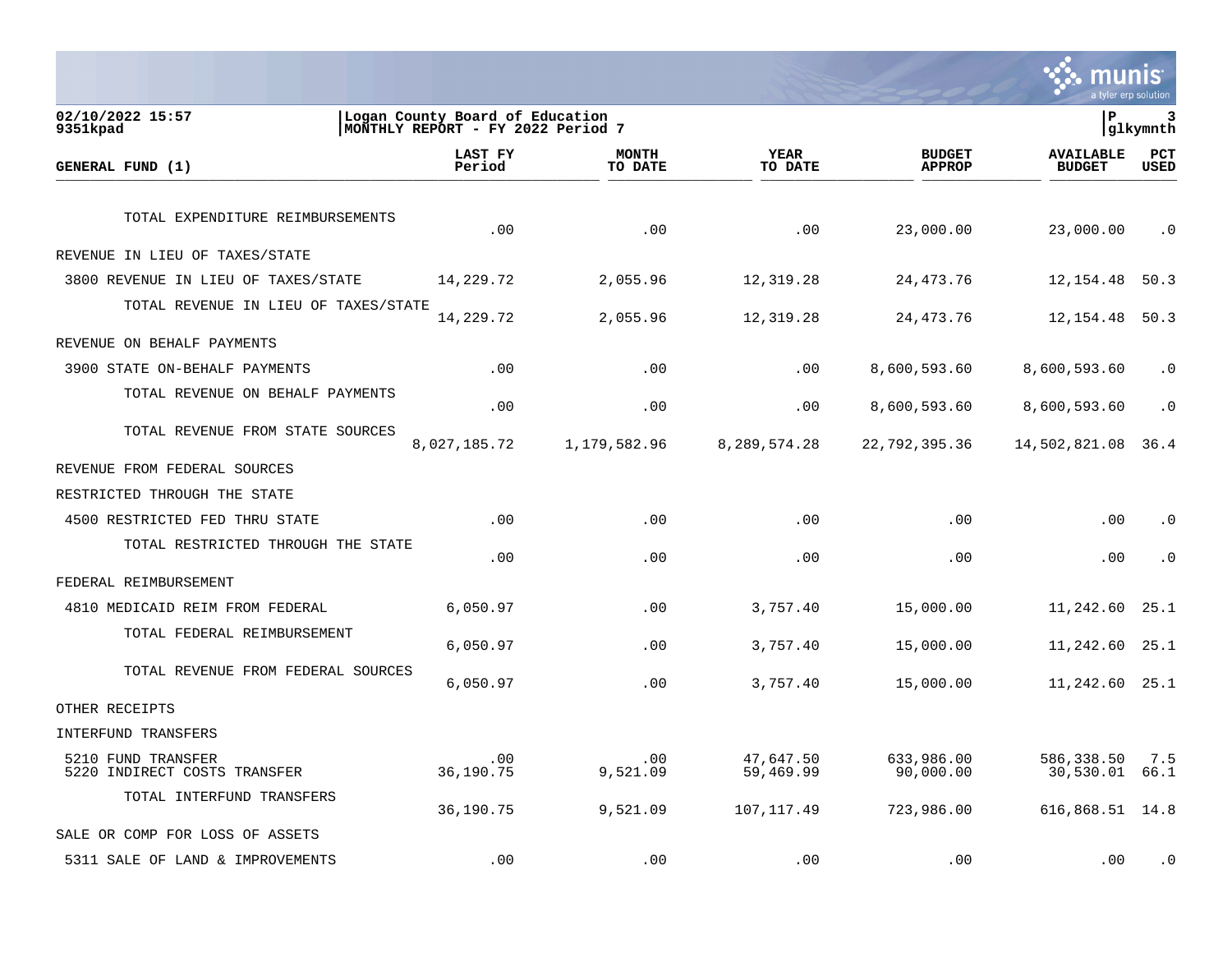02/10/2022 15:57
9351kpad

Logan County Board of Education
MONTHLY REPORT - FY 2022 Period 7

glkymnth

| GENERAL FUND (1) | LAST FY Period | MONTH TO DATE | YEAR TO DATE | BUDGET APPROP | AVAILABLE BUDGET | PCT USED |
|---|---|---|---|---|---|---|
| TOTAL EXPENDITURE REIMBURSEMENTS | .00 | .00 | .00 | 23,000.00 | 23,000.00 | .0 |
| REVENUE IN LIEU OF TAXES/STATE | | | | | | |
| 3800 REVENUE IN LIEU OF TAXES/STATE | 14,229.72 | 2,055.96 | 12,319.28 | 24,473.76 | 12,154.48 | 50.3 |
| TOTAL REVENUE IN LIEU OF TAXES/STATE | 14,229.72 | 2,055.96 | 12,319.28 | 24,473.76 | 12,154.48 | 50.3 |
| REVENUE ON BEHALF PAYMENTS | | | | | | |
| 3900 STATE ON-BEHALF PAYMENTS | .00 | .00 | .00 | 8,600,593.60 | 8,600,593.60 | .0 |
| TOTAL REVENUE ON BEHALF PAYMENTS | .00 | .00 | .00 | 8,600,593.60 | 8,600,593.60 | .0 |
| TOTAL REVENUE FROM STATE SOURCES | 8,027,185.72 | 1,179,582.96 | 8,289,574.28 | 22,792,395.36 | 14,502,821.08 | 36.4 |
| REVENUE FROM FEDERAL SOURCES | | | | | | |
| RESTRICTED THROUGH THE STATE | | | | | | |
| 4500 RESTRICTED FED THRU STATE | .00 | .00 | .00 | .00 | .00 | .0 |
| TOTAL RESTRICTED THROUGH THE STATE | .00 | .00 | .00 | .00 | .00 | .0 |
| FEDERAL REIMBURSEMENT | | | | | | |
| 4810 MEDICAID REIM FROM FEDERAL | 6,050.97 | .00 | 3,757.40 | 15,000.00 | 11,242.60 | 25.1 |
| TOTAL FEDERAL REIMBURSEMENT | 6,050.97 | .00 | 3,757.40 | 15,000.00 | 11,242.60 | 25.1 |
| TOTAL REVENUE FROM FEDERAL SOURCES | 6,050.97 | .00 | 3,757.40 | 15,000.00 | 11,242.60 | 25.1 |
| OTHER RECEIPTS | | | | | | |
| INTERFUND TRANSFERS | | | | | | |
| 5210 FUND TRANSFER | .00 | .00 | 47,647.50 | 633,986.00 | 586,338.50 | 7.5 |
| 5220 INDIRECT COSTS TRANSFER | 36,190.75 | 9,521.09 | 59,469.99 | 90,000.00 | 30,530.01 | 66.1 |
| TOTAL INTERFUND TRANSFERS | 36,190.75 | 9,521.09 | 107,117.49 | 723,986.00 | 616,868.51 | 14.8 |
| SALE OR COMP FOR LOSS OF ASSETS | | | | | | |
| 5311 SALE OF LAND & IMPROVEMENTS | .00 | .00 | .00 | .00 | .00 | .0 |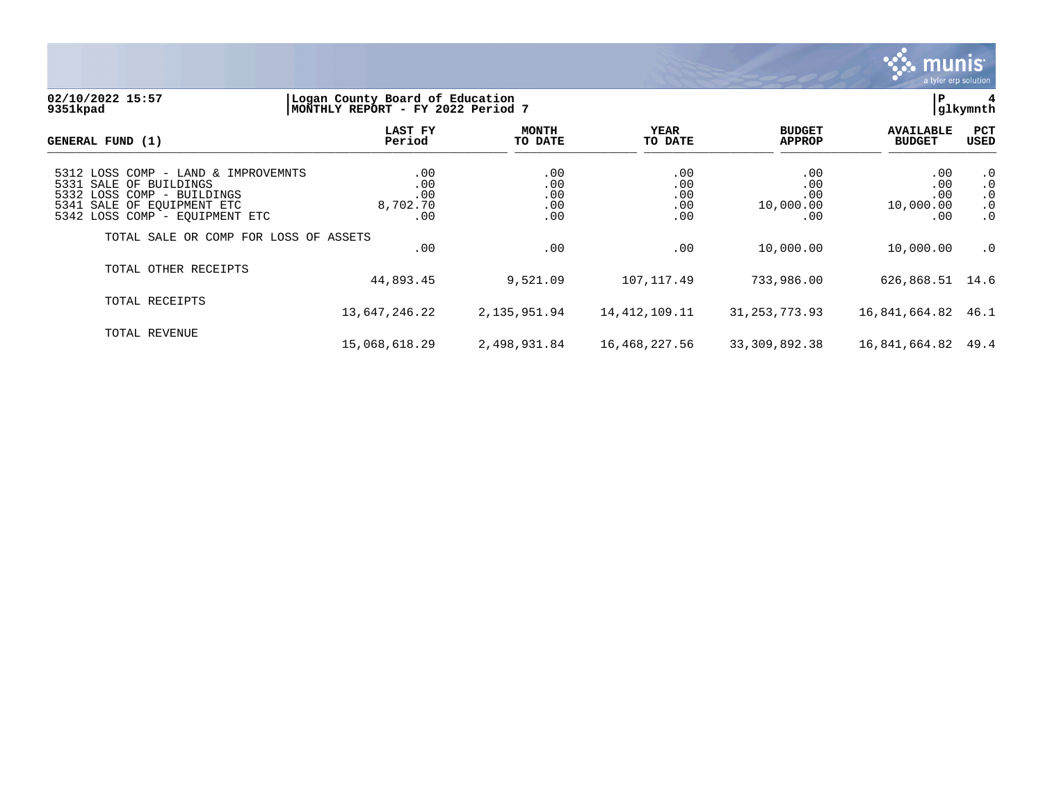02/10/2022 15:57 | Logan County Board of Education | P 4
9351kpad | MONTHLY REPORT - FY 2022 Period 7 | glkymnth

| GENERAL FUND (1) | LAST FY Period | MONTH TO DATE | YEAR TO DATE | BUDGET APPROP | AVAILABLE BUDGET | PCT USED |
|---|---|---|---|---|---|---|
| 5312 LOSS COMP - LAND & IMPROVEMNTS | .00 | .00 | .00 | .00 | .00 | .0 |
| 5331 SALE OF BUILDINGS | .00 | .00 | .00 | .00 | .00 | .0 |
| 5332 LOSS COMP - BUILDINGS | .00 | .00 | .00 | .00 | .00 | .0 |
| 5341 SALE OF EQUIPMENT ETC | 8,702.70 | .00 | .00 | 10,000.00 | 10,000.00 | .0 |
| 5342 LOSS COMP - EQUIPMENT ETC | .00 | .00 | .00 | .00 | .00 | .0 |
| TOTAL SALE OR COMP FOR LOSS OF ASSETS | .00 | .00 | .00 | 10,000.00 | 10,000.00 | .0 |
| TOTAL OTHER RECEIPTS | 44,893.45 | 9,521.09 | 107,117.49 | 733,986.00 | 626,868.51 | 14.6 |
| TOTAL RECEIPTS | 13,647,246.22 | 2,135,951.94 | 14,412,109.11 | 31,253,773.93 | 16,841,664.82 | 46.1 |
| TOTAL REVENUE | 15,068,618.29 | 2,498,931.84 | 16,468,227.56 | 33,309,892.38 | 16,841,664.82 | 49.4 |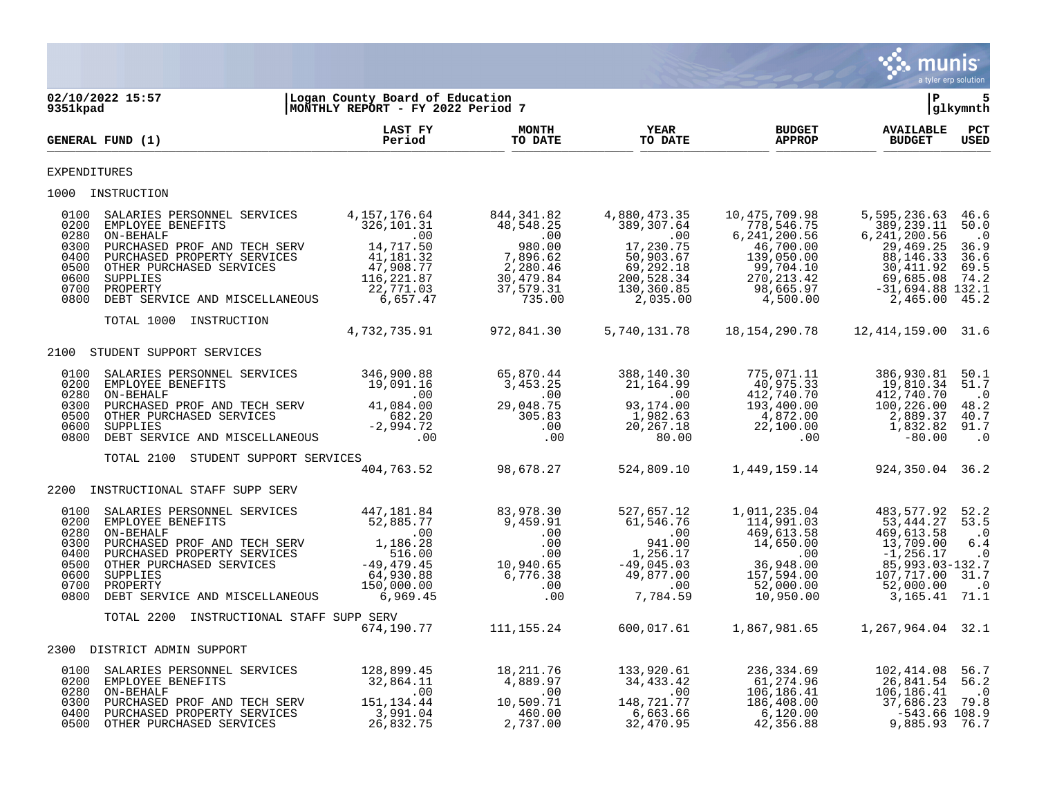02/10/2022 15:57 | Logan County Board of Education | P 5
9351kpad | MONTHLY REPORT - FY 2022 Period 7 | glkymnth

| GENERAL FUND (1) | LAST FY Period | MONTH TO DATE | YEAR TO DATE | BUDGET APPROP | AVAILABLE BUDGET | PCT USED |
|---|---|---|---|---|---|---|
| **EXPENDITURES** | | | | | | |
| **1000 INSTRUCTION** | | | | | | |
| 0100 SALARIES PERSONNEL SERVICES | 4,157,176.64 | 844,341.82 | 4,880,473.35 | 10,475,709.98 | 5,595,236.63 | 46.6 |
| 0200 EMPLOYEE BENEFITS | 326,101.31 | 48,548.25 | 389,307.64 | 778,546.75 | 389,239.11 | 50.0 |
| 0280 ON-BEHALF | .00 | .00 | .00 | 6,241,200.56 | 6,241,200.56 | .0 |
| 0300 PURCHASED PROF AND TECH SERV | 14,717.50 | 980.00 | 17,230.75 | 46,700.00 | 29,469.25 | 36.9 |
| 0400 PURCHASED PROPERTY SERVICES | 41,181.32 | 7,896.62 | 50,903.67 | 139,050.00 | 88,146.33 | 36.6 |
| 0500 OTHER PURCHASED SERVICES | 47,908.77 | 2,280.46 | 69,292.18 | 99,704.10 | 30,411.92 | 69.5 |
| 0600 SUPPLIES | 116,221.87 | 30,479.84 | 200,528.34 | 270,213.42 | 69,685.08 | 74.2 |
| 0700 PROPERTY | 22,771.03 | 37,579.31 | 130,360.85 | 98,665.97 | -31,694.88 | 132.1 |
| 0800 DEBT SERVICE AND MISCELLANEOUS | 6,657.47 | 735.00 | 2,035.00 | 4,500.00 | 2,465.00 | 45.2 |
| TOTAL 1000 INSTRUCTION | 4,732,735.91 | 972,841.30 | 5,740,131.78 | 18,154,290.78 | 12,414,159.00 | 31.6 |
| **2100 STUDENT SUPPORT SERVICES** | | | | | | |
| 0100 SALARIES PERSONNEL SERVICES | 346,900.88 | 65,870.44 | 388,140.30 | 775,071.11 | 386,930.81 | 50.1 |
| 0200 EMPLOYEE BENEFITS | 19,091.16 | 3,453.25 | 21,164.99 | 40,975.33 | 19,810.34 | 51.7 |
| 0280 ON-BEHALF | .00 | .00 | .00 | 412,740.70 | 412,740.70 | .0 |
| 0300 PURCHASED PROF AND TECH SERV | 41,084.00 | 29,048.75 | 93,174.00 | 193,400.00 | 100,226.00 | 48.2 |
| 0500 OTHER PURCHASED SERVICES | 682.20 | 305.83 | 1,982.63 | 4,872.00 | 2,889.37 | 40.7 |
| 0600 SUPPLIES | -2,994.72 | .00 | 20,267.18 | 22,100.00 | 1,832.82 | 91.7 |
| 0800 DEBT SERVICE AND MISCELLANEOUS | .00 | .00 | 80.00 | .00 | -80.00 | .0 |
| TOTAL 2100 STUDENT SUPPORT SERVICES | 404,763.52 | 98,678.27 | 524,809.10 | 1,449,159.14 | 924,350.04 | 36.2 |
| **2200 INSTRUCTIONAL STAFF SUPP SERV** | | | | | | |
| 0100 SALARIES PERSONNEL SERVICES | 447,181.84 | 83,978.30 | 527,657.12 | 1,011,235.04 | 483,577.92 | 52.2 |
| 0200 EMPLOYEE BENEFITS | 52,885.77 | 9,459.91 | 61,546.76 | 114,991.03 | 53,444.27 | 53.5 |
| 0280 ON-BEHALF | .00 | .00 | .00 | 469,613.58 | 469,613.58 | .0 |
| 0300 PURCHASED PROF AND TECH SERV | 1,186.28 | .00 | 941.00 | 14,650.00 | 13,709.00 | 6.4 |
| 0400 PURCHASED PROPERTY SERVICES | 516.00 | .00 | 1,256.17 | .00 | -1,256.17 | .0 |
| 0500 OTHER PURCHASED SERVICES | -49,479.45 | 10,940.65 | -49,045.03 | 36,948.00 | 85,993.03 | -132.7 |
| 0600 SUPPLIES | 64,930.88 | 6,776.38 | 49,877.00 | 157,594.00 | 107,717.00 | 31.7 |
| 0700 PROPERTY | 150,000.00 | .00 | .00 | 52,000.00 | 52,000.00 | .0 |
| 0800 DEBT SERVICE AND MISCELLANEOUS | 6,969.45 | .00 | 7,784.59 | 10,950.00 | 3,165.41 | 71.1 |
| TOTAL 2200 INSTRUCTIONAL STAFF SUPP SERV | 674,190.77 | 111,155.24 | 600,017.61 | 1,867,981.65 | 1,267,964.04 | 32.1 |
| **2300 DISTRICT ADMIN SUPPORT** | | | | | | |
| 0100 SALARIES PERSONNEL SERVICES | 128,899.45 | 18,211.76 | 133,920.61 | 236,334.69 | 102,414.08 | 56.7 |
| 0200 EMPLOYEE BENEFITS | 32,864.11 | 4,889.97 | 34,433.42 | 61,274.96 | 26,841.54 | 56.2 |
| 0280 ON-BEHALF | .00 | .00 | .00 | 106,186.41 | 106,186.41 | .0 |
| 0300 PURCHASED PROF AND TECH SERV | 151,134.44 | 10,509.71 | 148,721.77 | 186,408.00 | 37,686.23 | 79.8 |
| 0400 PURCHASED PROPERTY SERVICES | 3,991.04 | 460.00 | 6,663.66 | 6,120.00 | -543.66 | 108.9 |
| 0500 OTHER PURCHASED SERVICES | 26,832.75 | 2,737.00 | 32,470.95 | 42,356.88 | 9,885.93 | 76.7 |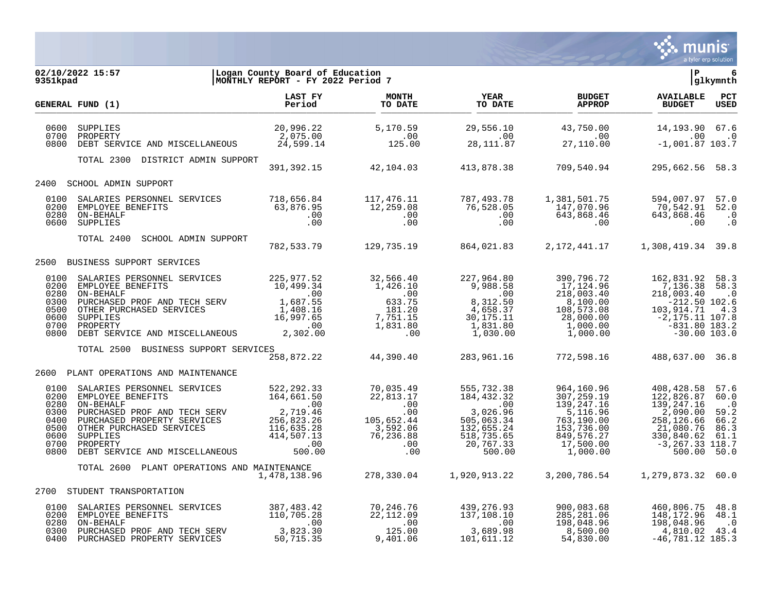**02/10/2022 15:57** | **Logan County Board of Education** | **P 6**
**9351kpad** | **MONTHLY REPORT - FY 2022 Period 7** | **glkymnth**

| GENERAL FUND (1) | | LAST FY Period | MONTH TO DATE | YEAR TO DATE | BUDGET APPROP | AVAILABLE BUDGET | PCT USED |
|---|---|---|---|---|---|---|---|
| 0600 | SUPPLIES | 20,996.22 | 5,170.59 | 29,556.10 | 43,750.00 | 14,193.90 | 67.6 |
| 0700 | PROPERTY | 2,075.00 | .00 | .00 | .00 | .00 | .0 |
| 0800 | DEBT SERVICE AND MISCELLANEOUS | 24,599.14 | 125.00 | 28,111.87 | 27,110.00 | -1,001.87 | 103.7 |
| | TOTAL 2300 DISTRICT ADMIN SUPPORT | 391,392.15 | 42,104.03 | 413,878.38 | 709,540.94 | 295,662.56 | 58.3 |
| 2400 | SCHOOL ADMIN SUPPORT | | | | | | |
| 0100 | SALARIES PERSONNEL SERVICES | 718,656.84 | 117,476.11 | 787,493.78 | 1,381,501.75 | 594,007.97 | 57.0 |
| 0200 | EMPLOYEE BENEFITS | 63,876.95 | 12,259.08 | 76,528.05 | 147,070.96 | 70,542.91 | 52.0 |
| 0280 | ON-BEHALF | .00 | .00 | .00 | 643,868.46 | 643,868.46 | .0 |
| 0600 | SUPPLIES | .00 | .00 | .00 | .00 | .00 | .0 |
| | TOTAL 2400 SCHOOL ADMIN SUPPORT | 782,533.79 | 129,735.19 | 864,021.83 | 2,172,441.17 | 1,308,419.34 | 39.8 |
| 2500 | BUSINESS SUPPORT SERVICES | | | | | | |
| 0100 | SALARIES PERSONNEL SERVICES | 225,977.52 | 32,566.40 | 227,964.80 | 390,796.72 | 162,831.92 | 58.3 |
| 0200 | EMPLOYEE BENEFITS | 10,499.34 | 1,426.10 | 9,988.58 | 17,124.96 | 7,136.38 | 58.3 |
| 0280 | ON-BEHALF | .00 | .00 | .00 | 218,003.40 | 218,003.40 | .0 |
| 0300 | PURCHASED PROF AND TECH SERV | 1,687.55 | 633.75 | 8,312.50 | 8,100.00 | -212.50 | 102.6 |
| 0500 | OTHER PURCHASED SERVICES | 1,408.16 | 181.20 | 4,658.37 | 108,573.08 | 103,914.71 | 4.3 |
| 0600 | SUPPLIES | 16,997.65 | 7,751.15 | 30,175.11 | 28,000.00 | -2,175.11 | 107.8 |
| 0700 | PROPERTY | .00 | 1,831.80 | 1,831.80 | 1,000.00 | -831.80 | 183.2 |
| 0800 | DEBT SERVICE AND MISCELLANEOUS | 2,302.00 | .00 | 1,030.00 | 1,000.00 | -30.00 | 103.0 |
| | TOTAL 2500 BUSINESS SUPPORT SERVICES | 258,872.22 | 44,390.40 | 283,961.16 | 772,598.16 | 488,637.00 | 36.8 |
| 2600 | PLANT OPERATIONS AND MAINTENANCE | | | | | | |
| 0100 | SALARIES PERSONNEL SERVICES | 522,292.33 | 70,035.49 | 555,732.38 | 964,160.96 | 408,428.58 | 57.6 |
| 0200 | EMPLOYEE BENEFITS | 164,661.50 | 22,813.17 | 184,432.32 | 307,259.19 | 122,826.87 | 60.0 |
| 0280 | ON-BEHALF | .00 | .00 | .00 | 139,247.16 | 139,247.16 | .0 |
| 0300 | PURCHASED PROF AND TECH SERV | 2,719.46 | .00 | 3,026.96 | 5,116.96 | 2,090.00 | 59.2 |
| 0400 | PURCHASED PROPERTY SERVICES | 256,823.26 | 105,652.44 | 505,063.34 | 763,190.00 | 258,126.66 | 66.2 |
| 0500 | OTHER PURCHASED SERVICES | 116,635.28 | 3,592.06 | 132,655.24 | 153,736.00 | 21,080.76 | 86.3 |
| 0600 | SUPPLIES | 414,507.13 | 76,236.88 | 518,735.65 | 849,576.27 | 330,840.62 | 61.1 |
| 0700 | PROPERTY | .00 | .00 | 20,767.33 | 17,500.00 | -3,267.33 | 118.7 |
| 0800 | DEBT SERVICE AND MISCELLANEOUS | 500.00 | .00 | 500.00 | 1,000.00 | 500.00 | 50.0 |
| | TOTAL 2600 PLANT OPERATIONS AND MAINTENANCE | 1,478,138.96 | 278,330.04 | 1,920,913.22 | 3,200,786.54 | 1,279,873.32 | 60.0 |
| 2700 | STUDENT TRANSPORTATION | | | | | | |
| 0100 | SALARIES PERSONNEL SERVICES | 387,483.42 | 70,246.76 | 439,276.93 | 900,083.68 | 460,806.75 | 48.8 |
| 0200 | EMPLOYEE BENEFITS | 110,705.28 | 22,112.09 | 137,108.10 | 285,281.06 | 148,172.96 | 48.1 |
| 0280 | ON-BEHALF | .00 | .00 | .00 | 198,048.96 | 198,048.96 | .0 |
| 0300 | PURCHASED PROF AND TECH SERV | 3,823.30 | 125.00 | 3,689.98 | 8,500.00 | 4,810.02 | 43.4 |
| 0400 | PURCHASED PROPERTY SERVICES | 50,715.35 | 9,401.06 | 101,611.12 | 54,830.00 | -46,781.12 | 185.3 |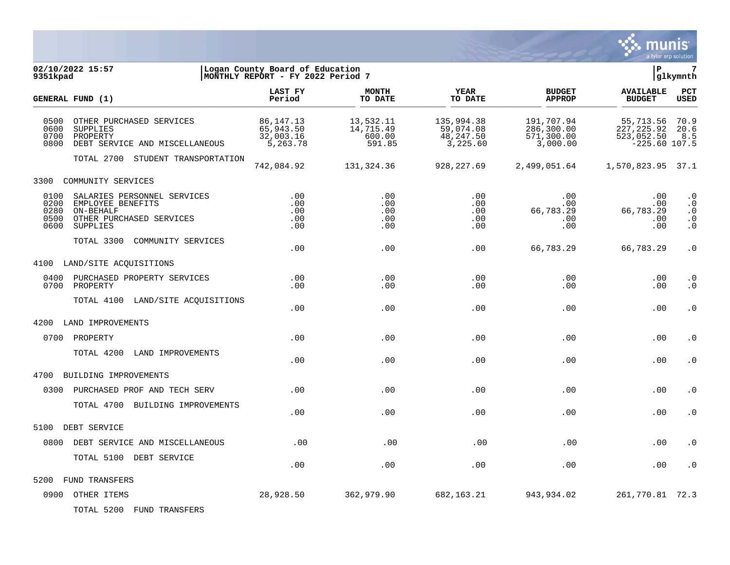02/10/2022 15:57 | Logan County Board of Education
9351kpad | MONTHLY REPORT - FY 2022 Period 7

| GENERAL FUND (1) | LAST FY Period | MONTH TO DATE | YEAR TO DATE | BUDGET APPROP | AVAILABLE BUDGET | PCT USED |
|---|---|---|---|---|---|---|
| 0500 OTHER PURCHASED SERVICES | 86,147.13 | 13,532.11 | 135,994.38 | 191,707.94 | 55,713.56 | 70.9 |
| 0600 SUPPLIES | 65,943.50 | 14,715.49 | 59,074.08 | 286,300.00 | 227,225.92 | 20.6 |
| 0700 PROPERTY | 32,003.16 | 600.00 | 48,247.50 | 571,300.00 | 523,052.50 | 8.5 |
| 0800 DEBT SERVICE AND MISCELLANEOUS | 5,263.78 | 591.85 | 3,225.60 | 3,000.00 | -225.60 | 107.5 |
| TOTAL 2700 STUDENT TRANSPORTATION | 742,084.92 | 131,324.36 | 928,227.69 | 2,499,051.64 | 1,570,823.95 | 37.1 |
| **3300 COMMUNITY SERVICES** | | | | | | |
| 0100 SALARIES PERSONNEL SERVICES | .00 | .00 | .00 | .00 | .00 | .0 |
| 0200 EMPLOYEE BENEFITS | .00 | .00 | .00 | .00 | .00 | .0 |
| 0280 ON-BEHALF | .00 | .00 | .00 | 66,783.29 | 66,783.29 | .0 |
| 0500 OTHER PURCHASED SERVICES | .00 | .00 | .00 | .00 | .00 | .0 |
| 0600 SUPPLIES | .00 | .00 | .00 | .00 | .00 | .0 |
| TOTAL 3300 COMMUNITY SERVICES | .00 | .00 | .00 | 66,783.29 | 66,783.29 | .0 |
| **4100 LAND/SITE ACQUISITIONS** | | | | | | |
| 0400 PURCHASED PROPERTY SERVICES | .00 | .00 | .00 | .00 | .00 | .0 |
| 0700 PROPERTY | .00 | .00 | .00 | .00 | .00 | .0 |
| TOTAL 4100 LAND/SITE ACQUISITIONS | .00 | .00 | .00 | .00 | .00 | .0 |
| **4200 LAND IMPROVEMENTS** | | | | | | |
| 0700 PROPERTY | .00 | .00 | .00 | .00 | .00 | .0 |
| TOTAL 4200 LAND IMPROVEMENTS | .00 | .00 | .00 | .00 | .00 | .0 |
| **4700 BUILDING IMPROVEMENTS** | | | | | | |
| 0300 PURCHASED PROF AND TECH SERV | .00 | .00 | .00 | .00 | .00 | .0 |
| TOTAL 4700 BUILDING IMPROVEMENTS | .00 | .00 | .00 | .00 | .00 | .0 |
| **5100 DEBT SERVICE** | | | | | | |
| 0800 DEBT SERVICE AND MISCELLANEOUS | .00 | .00 | .00 | .00 | .00 | .0 |
| TOTAL 5100 DEBT SERVICE | .00 | .00 | .00 | .00 | .00 | .0 |
| **5200 FUND TRANSFERS** | | | | | | |
| 0900 OTHER ITEMS | 28,928.50 | 362,979.90 | 682,163.21 | 943,934.02 | 261,770.81 | 72.3 |
| TOTAL 5200 FUND TRANSFERS | | | | | | |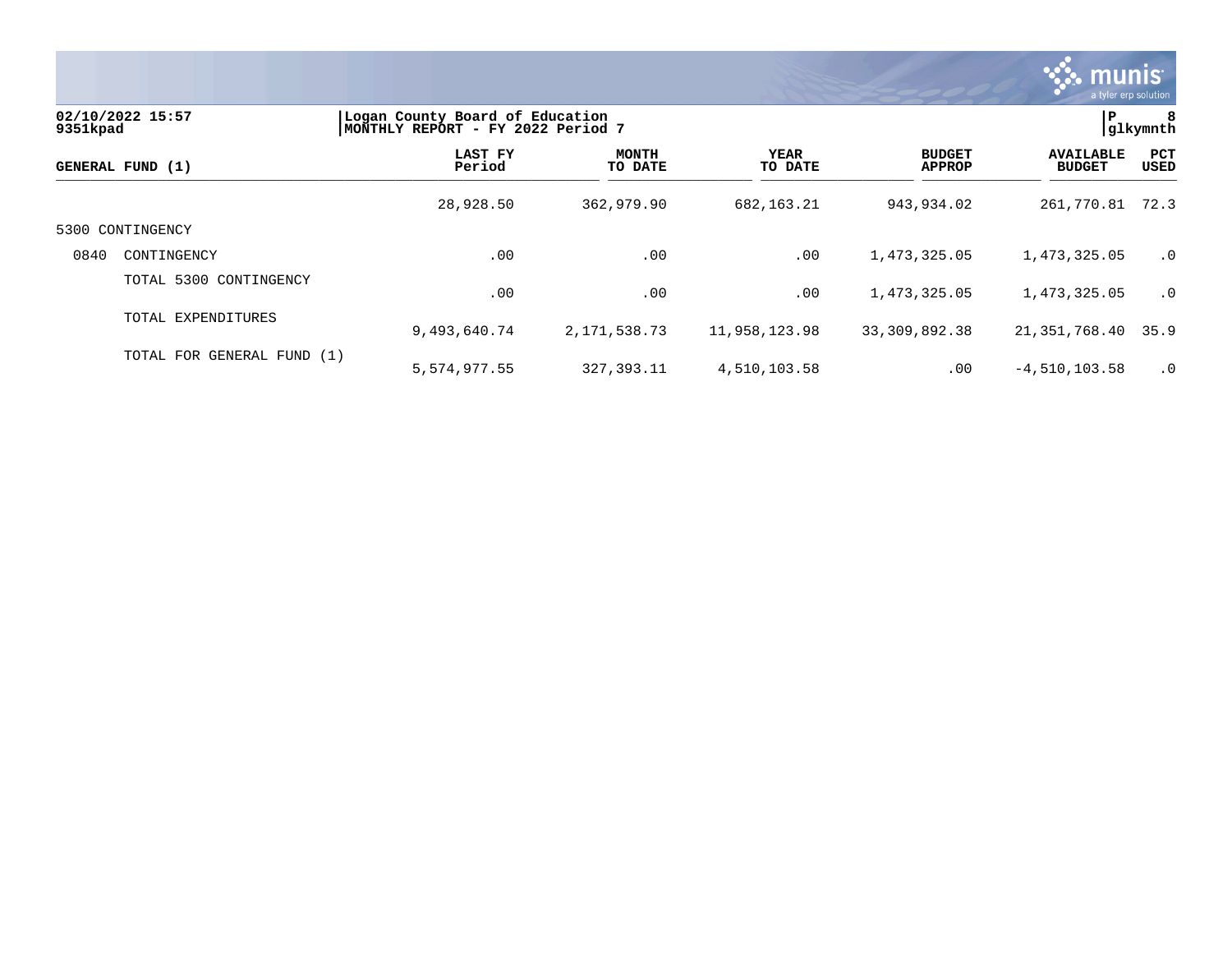**02/10/2022 15:57** | **Logan County Board of Education** | **P 8**
**9351kpad** | **MONTHLY REPORT - FY 2022 Period 7** | **glkymnth**

| GENERAL FUND (1) | | LAST FY Period | MONTH TO DATE | YEAR TO DATE | BUDGET APPROP | AVAILABLE BUDGET | PCT USED |
|---|---|---|---|---|---|---|---|
| | | 28,928.50 | 362,979.90 | 682,163.21 | 943,934.02 | 261,770.81 | 72.3 |
| 5300 CONTINGENCY | | | | | | | |
| 0840 | CONTINGENCY | .00 | .00 | .00 | 1,473,325.05 | 1,473,325.05 | .0 |
| | TOTAL 5300 CONTINGENCY | .00 | .00 | .00 | 1,473,325.05 | 1,473,325.05 | .0 |
| | TOTAL EXPENDITURES | 9,493,640.74 | 2,171,538.73 | 11,958,123.98 | 33,309,892.38 | 21,351,768.40 | 35.9 |
| | TOTAL FOR GENERAL FUND (1) | 5,574,977.55 | 327,393.11 | 4,510,103.58 | .00 | -4,510,103.58 | .0 |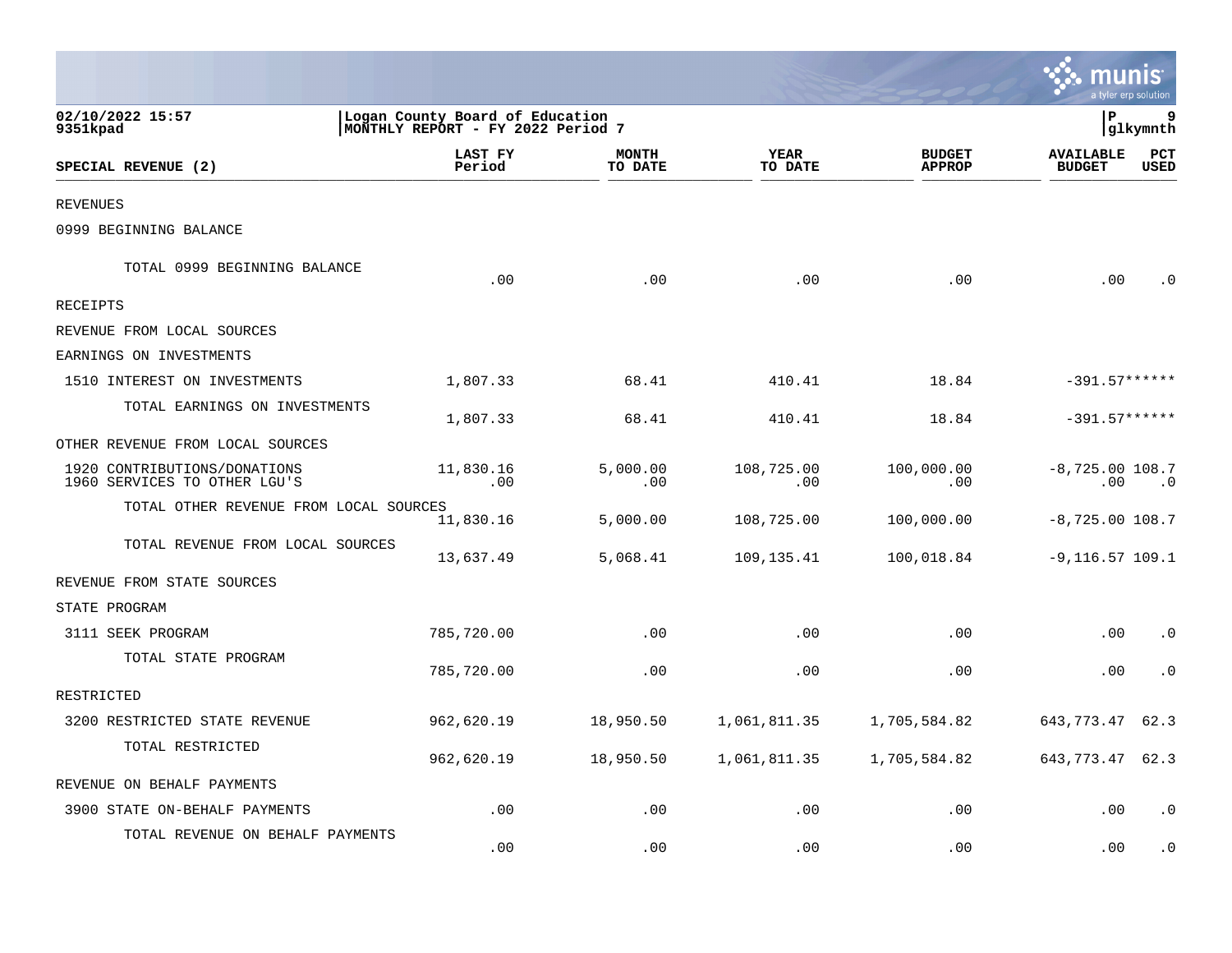02/10/2022 15:57
9351kpad

Logan County Board of Education
MONTHLY REPORT - FY 2022 Period 7

P 9
glkymnth

| SPECIAL REVENUE (2) | LAST FY Period | MONTH TO DATE | YEAR TO DATE | BUDGET APPROP | AVAILABLE BUDGET | PCT USED |
|---|---|---|---|---|---|---|
| REVENUES | | | | | | |
| 0999 BEGINNING BALANCE | | | | | | |
| TOTAL 0999 BEGINNING BALANCE | .00 | .00 | .00 | .00 | .00 | .0 |
| RECEIPTS | | | | | | |
| REVENUE FROM LOCAL SOURCES | | | | | | |
| EARNINGS ON INVESTMENTS | | | | | | |
| 1510 INTEREST ON INVESTMENTS | 1,807.33 | 68.41 | 410.41 | 18.84 | -391.57 | ****** |
| TOTAL EARNINGS ON INVESTMENTS | 1,807.33 | 68.41 | 410.41 | 18.84 | -391.57 | ****** |
| OTHER REVENUE FROM LOCAL SOURCES | | | | | | |
| 1920 CONTRIBUTIONS/DONATIONS | 11,830.16 | 5,000.00 | 108,725.00 | 100,000.00 | -8,725.00 | 108.7 |
| 1960 SERVICES TO OTHER LGU'S | .00 | .00 | .00 | .00 | .00 | .0 |
| TOTAL OTHER REVENUE FROM LOCAL SOURCES | 11,830.16 | 5,000.00 | 108,725.00 | 100,000.00 | -8,725.00 | 108.7 |
| TOTAL REVENUE FROM LOCAL SOURCES | 13,637.49 | 5,068.41 | 109,135.41 | 100,018.84 | -9,116.57 | 109.1 |
| REVENUE FROM STATE SOURCES | | | | | | |
| STATE PROGRAM | | | | | | |
| 3111 SEEK PROGRAM | 785,720.00 | .00 | .00 | .00 | .00 | .0 |
| TOTAL STATE PROGRAM | 785,720.00 | .00 | .00 | .00 | .00 | .0 |
| RESTRICTED | | | | | | |
| 3200 RESTRICTED STATE REVENUE | 962,620.19 | 18,950.50 | 1,061,811.35 | 1,705,584.82 | 643,773.47 | 62.3 |
| TOTAL RESTRICTED | 962,620.19 | 18,950.50 | 1,061,811.35 | 1,705,584.82 | 643,773.47 | 62.3 |
| REVENUE ON BEHALF PAYMENTS | | | | | | |
| 3900 STATE ON-BEHALF PAYMENTS | .00 | .00 | .00 | .00 | .00 | .0 |
| TOTAL REVENUE ON BEHALF PAYMENTS | .00 | .00 | .00 | .00 | .00 | .0 |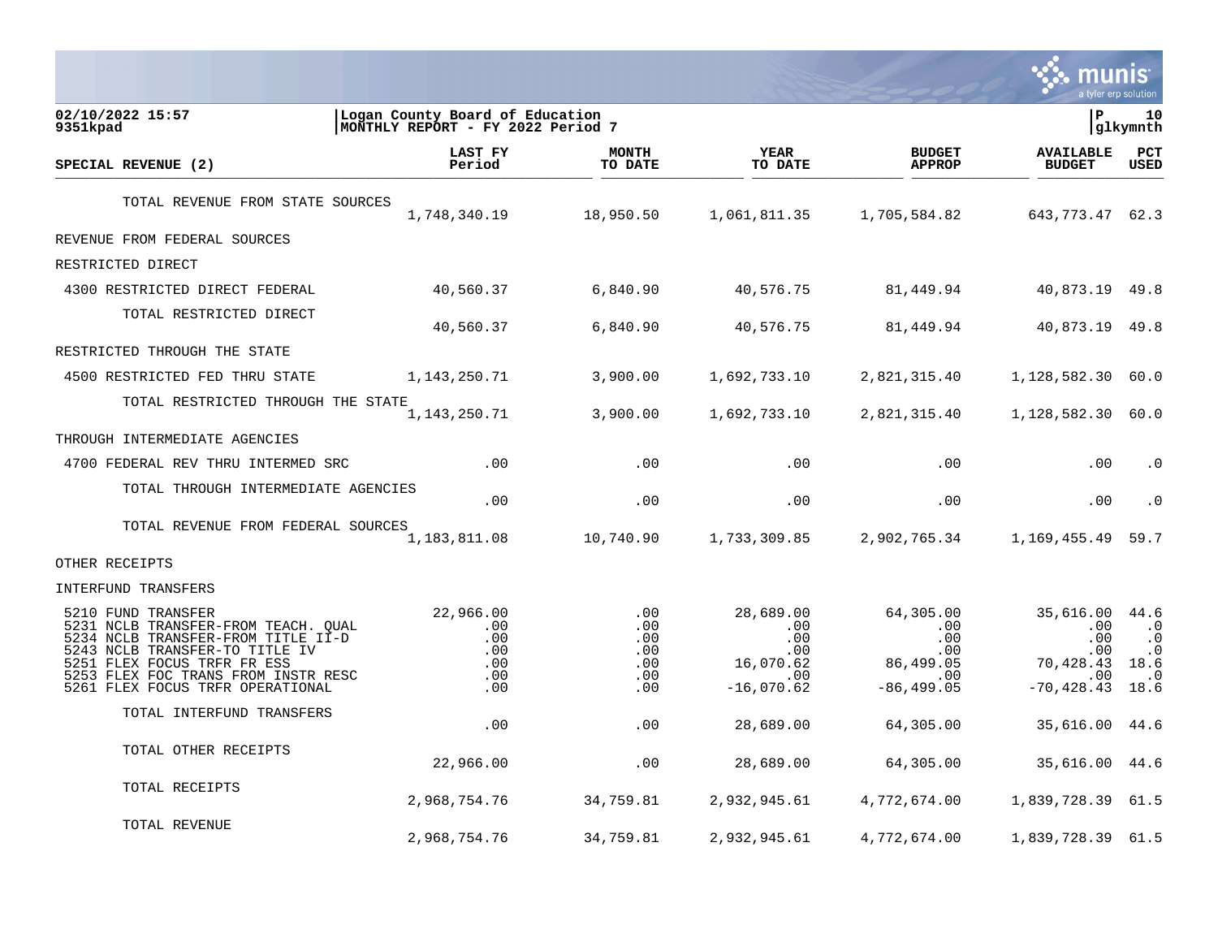02/10/2022 15:57 | Logan County Board of Education | P 10
9351kpad | MONTHLY REPORT - FY 2022 Period 7 | glkymnth

| SPECIAL REVENUE (2) | LAST FY Period | MONTH TO DATE | YEAR TO DATE | BUDGET APPROP | AVAILABLE BUDGET | PCT USED |
|---|---|---|---|---|---|---|
| TOTAL REVENUE FROM STATE SOURCES | 1,748,340.19 | 18,950.50 | 1,061,811.35 | 1,705,584.82 | 643,773.47 | 62.3 |
| REVENUE FROM FEDERAL SOURCES | | | | | | |
| RESTRICTED DIRECT | | | | | | |
| 4300 RESTRICTED DIRECT FEDERAL | 40,560.37 | 6,840.90 | 40,576.75 | 81,449.94 | 40,873.19 | 49.8 |
| TOTAL RESTRICTED DIRECT | 40,560.37 | 6,840.90 | 40,576.75 | 81,449.94 | 40,873.19 | 49.8 |
| RESTRICTED THROUGH THE STATE | | | | | | |
| 4500 RESTRICTED FED THRU STATE | 1,143,250.71 | 3,900.00 | 1,692,733.10 | 2,821,315.40 | 1,128,582.30 | 60.0 |
| TOTAL RESTRICTED THROUGH THE STATE | 1,143,250.71 | 3,900.00 | 1,692,733.10 | 2,821,315.40 | 1,128,582.30 | 60.0 |
| THROUGH INTERMEDIATE AGENCIES | | | | | | |
| 4700 FEDERAL REV THRU INTERMED SRC | .00 | .00 | .00 | .00 | .00 | .0 |
| TOTAL THROUGH INTERMEDIATE AGENCIES | .00 | .00 | .00 | .00 | .00 | .0 |
| TOTAL REVENUE FROM FEDERAL SOURCES | 1,183,811.08 | 10,740.90 | 1,733,309.85 | 2,902,765.34 | 1,169,455.49 | 59.7 |
| OTHER RECEIPTS | | | | | | |
| INTERFUND TRANSFERS | | | | | | |
| 5210 FUND TRANSFER | 22,966.00 | .00 | 28,689.00 | 64,305.00 | 35,616.00 | 44.6 |
| 5231 NCLB TRANSFER-FROM TEACH. QUAL | .00 | .00 | .00 | .00 | .00 | .0 |
| 5234 NCLB TRANSFER-FROM TITLE II-D | .00 | .00 | .00 | .00 | .00 | .0 |
| 5243 NCLB TRANSFER-TO TITLE IV | .00 | .00 | .00 | .00 | .00 | .0 |
| 5251 FLEX FOCUS TRFR FR ESS | .00 | .00 | 16,070.62 | 86,499.05 | 70,428.43 | 18.6 |
| 5253 FLEX FOC TRANS FROM INSTR RESC | .00 | .00 | .00 | .00 | .00 | .0 |
| 5261 FLEX FOCUS TRFR OPERATIONAL | .00 | .00 | -16,070.62 | -86,499.05 | -70,428.43 | 18.6 |
| TOTAL INTERFUND TRANSFERS | .00 | .00 | 28,689.00 | 64,305.00 | 35,616.00 | 44.6 |
| TOTAL OTHER RECEIPTS | 22,966.00 | .00 | 28,689.00 | 64,305.00 | 35,616.00 | 44.6 |
| TOTAL RECEIPTS | 2,968,754.76 | 34,759.81 | 2,932,945.61 | 4,772,674.00 | 1,839,728.39 | 61.5 |
| TOTAL REVENUE | 2,968,754.76 | 34,759.81 | 2,932,945.61 | 4,772,674.00 | 1,839,728.39 | 61.5 |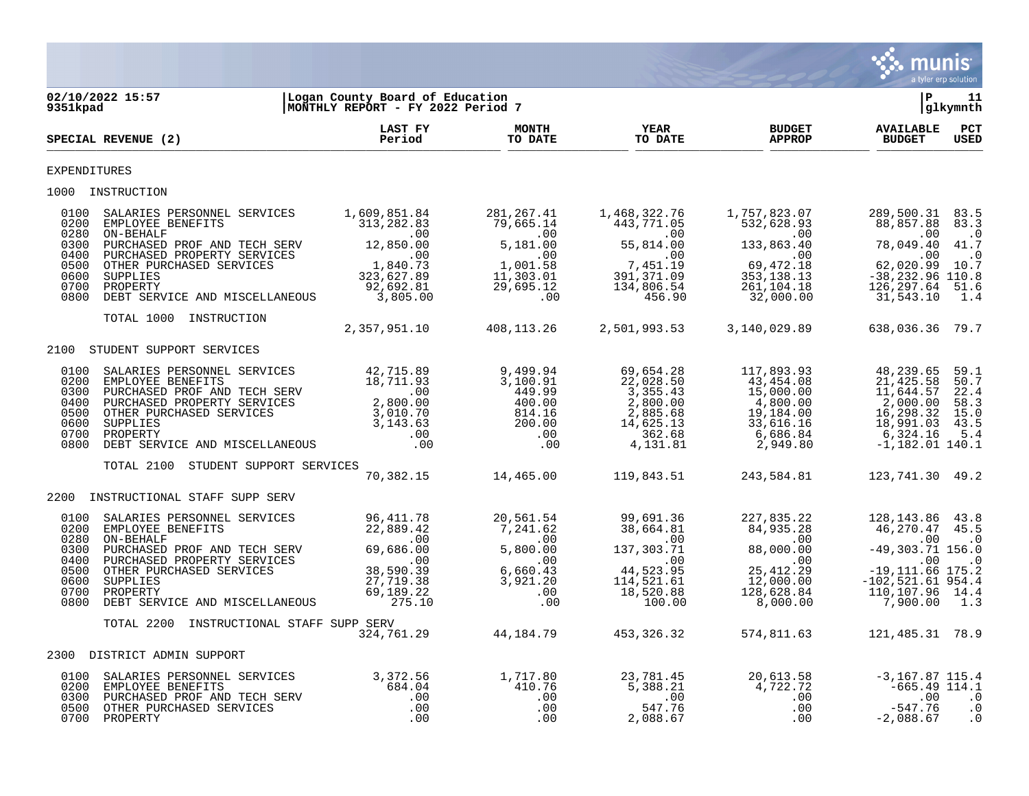02/10/2022 15:57 | Logan County Board of Education | P 11
9351kpad | MONTHLY REPORT - FY 2022 Period 7 | glkymnth

| SPECIAL REVENUE (2) | LAST FY Period | MONTH TO DATE | YEAR TO DATE | BUDGET APPROP | AVAILABLE BUDGET | PCT USED |
|---|---|---|---|---|---|---|
| **EXPENDITURES** | | | | | | |
| **1000 INSTRUCTION** | | | | | | |
| 0100 SALARIES PERSONNEL SERVICES | 1,609,851.84 | 281,267.41 | 1,468,322.76 | 1,757,823.07 | 289,500.31 | 83.5 |
| 0200 EMPLOYEE BENEFITS | 313,282.83 | 79,665.14 | 443,771.05 | 532,628.93 | 88,857.88 | 83.3 |
| 0280 ON-BEHALF | .00 | .00 | .00 | .00 | .00 | .0 |
| 0300 PURCHASED PROF AND TECH SERV | 12,850.00 | 5,181.00 | 55,814.00 | 133,863.40 | 78,049.40 | 41.7 |
| 0400 PURCHASED PROPERTY SERVICES | .00 | .00 | .00 | .00 | .00 | .0 |
| 0500 OTHER PURCHASED SERVICES | 1,840.73 | 1,001.58 | 7,451.19 | 69,472.18 | 62,020.99 | 10.7 |
| 0600 SUPPLIES | 323,627.89 | 11,303.01 | 391,371.09 | 353,138.13 | -38,232.96 | 110.8 |
| 0700 PROPERTY | 92,692.81 | 29,695.12 | 134,806.54 | 261,104.18 | 126,297.64 | 51.6 |
| 0800 DEBT SERVICE AND MISCELLANEOUS | 3,805.00 | .00 | 456.90 | 32,000.00 | 31,543.10 | 1.4 |
| TOTAL 1000 INSTRUCTION | 2,357,951.10 | 408,113.26 | 2,501,993.53 | 3,140,029.89 | 638,036.36 | 79.7 |
| **2100 STUDENT SUPPORT SERVICES** | | | | | | |
| 0100 SALARIES PERSONNEL SERVICES | 42,715.89 | 9,499.94 | 69,654.28 | 117,893.93 | 48,239.65 | 59.1 |
| 0200 EMPLOYEE BENEFITS | 18,711.93 | 3,100.91 | 22,028.50 | 43,454.08 | 21,425.58 | 50.7 |
| 0300 PURCHASED PROF AND TECH SERV | .00 | 449.99 | 3,355.43 | 15,000.00 | 11,644.57 | 22.4 |
| 0400 PURCHASED PROPERTY SERVICES | 2,800.00 | 400.00 | 2,800.00 | 4,800.00 | 2,000.00 | 58.3 |
| 0500 OTHER PURCHASED SERVICES | 3,010.70 | 814.16 | 2,885.68 | 19,184.00 | 16,298.32 | 15.0 |
| 0600 SUPPLIES | 3,143.63 | 200.00 | 14,625.13 | 33,616.16 | 18,991.03 | 43.5 |
| 0700 PROPERTY | .00 | .00 | 362.68 | 6,686.84 | 6,324.16 | 5.4 |
| 0800 DEBT SERVICE AND MISCELLANEOUS | .00 | .00 | 4,131.81 | 2,949.80 | -1,182.01 | 140.1 |
| TOTAL 2100 STUDENT SUPPORT SERVICES | 70,382.15 | 14,465.00 | 119,843.51 | 243,584.81 | 123,741.30 | 49.2 |
| **2200 INSTRUCTIONAL STAFF SUPP SERV** | | | | | | |
| 0100 SALARIES PERSONNEL SERVICES | 96,411.78 | 20,561.54 | 99,691.36 | 227,835.22 | 128,143.86 | 43.8 |
| 0200 EMPLOYEE BENEFITS | 22,889.42 | 7,241.62 | 38,664.81 | 84,935.28 | 46,270.47 | 45.5 |
| 0280 ON-BEHALF | .00 | .00 | .00 | .00 | .00 | .0 |
| 0300 PURCHASED PROF AND TECH SERV | 69,686.00 | 5,800.00 | 137,303.71 | 88,000.00 | -49,303.71 | 156.0 |
| 0400 PURCHASED PROPERTY SERVICES | .00 | .00 | .00 | .00 | .00 | .0 |
| 0500 OTHER PURCHASED SERVICES | 38,590.39 | 6,660.43 | 44,523.95 | 25,412.29 | -19,111.66 | 175.2 |
| 0600 SUPPLIES | 27,719.38 | 3,921.20 | 114,521.61 | 12,000.00 | -102,521.61 | 954.4 |
| 0700 PROPERTY | 69,189.22 | .00 | 18,520.88 | 128,628.84 | 110,107.96 | 14.4 |
| 0800 DEBT SERVICE AND MISCELLANEOUS | 275.10 | .00 | 100.00 | 8,000.00 | 7,900.00 | 1.3 |
| TOTAL 2200 INSTRUCTIONAL STAFF SUPP SERV | 324,761.29 | 44,184.79 | 453,326.32 | 574,811.63 | 121,485.31 | 78.9 |
| **2300 DISTRICT ADMIN SUPPORT** | | | | | | |
| 0100 SALARIES PERSONNEL SERVICES | 3,372.56 | 1,717.80 | 23,781.45 | 20,613.58 | -3,167.87 | 115.4 |
| 0200 EMPLOYEE BENEFITS | 684.04 | 410.76 | 5,388.21 | 4,722.72 | -665.49 | 114.1 |
| 0300 PURCHASED PROF AND TECH SERV | .00 | .00 | .00 | .00 | .00 | .0 |
| 0500 OTHER PURCHASED SERVICES | .00 | .00 | 547.76 | .00 | -547.76 | .0 |
| 0700 PROPERTY | .00 | .00 | 2,088.67 | .00 | -2,088.67 | .0 |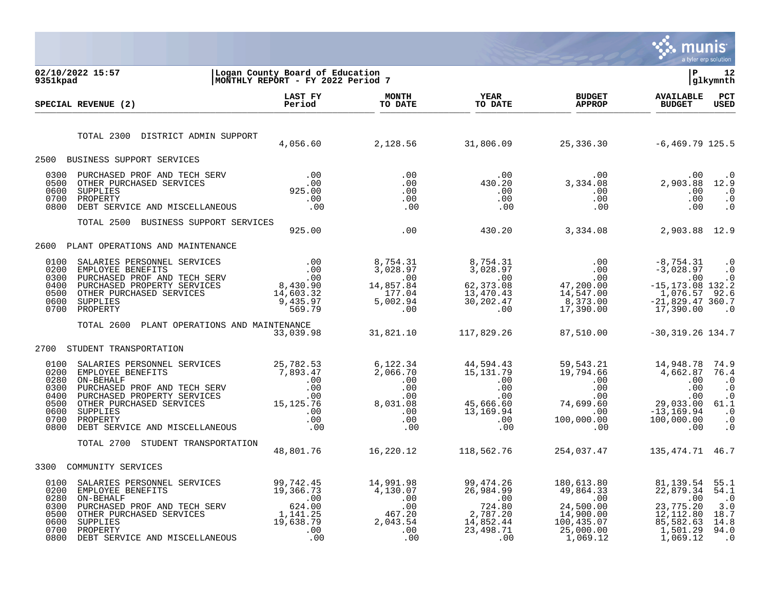**02/10/2022 15:57** | **Logan County Board of Education** | **P 12**
**9351kpad** | **MONTHLY REPORT - FY 2022 Period 7** | **glkymnth**

| SPECIAL REVENUE (2) | | LAST FY Period | MONTH TO DATE | YEAR TO DATE | BUDGET APPROP | AVAILABLE BUDGET | PCT USED |
|---|---|---|---|---|---|---|---|
| | TOTAL 2300 DISTRICT ADMIN SUPPORT | 4,056.60 | 2,128.56 | 31,806.09 | 25,336.30 | -6,469.79 | 125.5 |
| 2500 | BUSINESS SUPPORT SERVICES | | | | | | |
| 0300 | PURCHASED PROF AND TECH SERV | .00 | .00 | .00 | .00 | .00 | .0 |
| 0500 | OTHER PURCHASED SERVICES | .00 | .00 | 430.20 | 3,334.08 | 2,903.88 | 12.9 |
| 0600 | SUPPLIES | 925.00 | .00 | .00 | .00 | .00 | .0 |
| 0700 | PROPERTY | .00 | .00 | .00 | .00 | .00 | .0 |
| 0800 | DEBT SERVICE AND MISCELLANEOUS | .00 | .00 | .00 | .00 | .00 | .0 |
| | TOTAL 2500 BUSINESS SUPPORT SERVICES | 925.00 | .00 | 430.20 | 3,334.08 | 2,903.88 | 12.9 |
| 2600 | PLANT OPERATIONS AND MAINTENANCE | | | | | | |
| 0100 | SALARIES PERSONNEL SERVICES | .00 | 8,754.31 | 8,754.31 | .00 | -8,754.31 | .0 |
| 0200 | EMPLOYEE BENEFITS | .00 | 3,028.97 | 3,028.97 | .00 | -3,028.97 | .0 |
| 0300 | PURCHASED PROF AND TECH SERV | .00 | .00 | .00 | .00 | .00 | .0 |
| 0400 | PURCHASED PROPERTY SERVICES | 8,430.90 | 14,857.84 | 62,373.08 | 47,200.00 | -15,173.08 | 132.2 |
| 0500 | OTHER PURCHASED SERVICES | 14,603.32 | 177.04 | 13,470.43 | 14,547.00 | 1,076.57 | 92.6 |
| 0600 | SUPPLIES | 9,435.97 | 5,002.94 | 30,202.47 | 8,373.00 | -21,829.47 | 360.7 |
| 0700 | PROPERTY | 569.79 | .00 | .00 | 17,390.00 | 17,390.00 | .0 |
| | TOTAL 2600 PLANT OPERATIONS AND MAINTENANCE | 33,039.98 | 31,821.10 | 117,829.26 | 87,510.00 | -30,319.26 | 134.7 |
| 2700 | STUDENT TRANSPORTATION | | | | | | |
| 0100 | SALARIES PERSONNEL SERVICES | 25,782.53 | 6,122.34 | 44,594.43 | 59,543.21 | 14,948.78 | 74.9 |
| 0200 | EMPLOYEE BENEFITS | 7,893.47 | 2,066.70 | 15,131.79 | 19,794.66 | 4,662.87 | 76.4 |
| 0280 | ON-BEHALF | .00 | .00 | .00 | .00 | .00 | .0 |
| 0300 | PURCHASED PROF AND TECH SERV | .00 | .00 | .00 | .00 | .00 | .0 |
| 0400 | PURCHASED PROPERTY SERVICES | .00 | .00 | .00 | .00 | .00 | .0 |
| 0500 | OTHER PURCHASED SERVICES | 15,125.76 | 8,031.08 | 45,666.60 | 74,699.60 | 29,033.00 | 61.1 |
| 0600 | SUPPLIES | .00 | .00 | 13,169.94 | .00 | -13,169.94 | .0 |
| 0700 | PROPERTY | .00 | .00 | .00 | 100,000.00 | 100,000.00 | .0 |
| 0800 | DEBT SERVICE AND MISCELLANEOUS | .00 | .00 | .00 | .00 | .00 | .0 |
| | TOTAL 2700 STUDENT TRANSPORTATION | 48,801.76 | 16,220.12 | 118,562.76 | 254,037.47 | 135,474.71 | 46.7 |
| 3300 | COMMUNITY SERVICES | | | | | | |
| 0100 | SALARIES PERSONNEL SERVICES | 99,742.45 | 14,991.98 | 99,474.26 | 180,613.80 | 81,139.54 | 55.1 |
| 0200 | EMPLOYEE BENEFITS | 19,366.73 | 4,130.07 | 26,984.99 | 49,864.33 | 22,879.34 | 54.1 |
| 0280 | ON-BEHALF | .00 | .00 | .00 | .00 | .00 | .0 |
| 0300 | PURCHASED PROF AND TECH SERV | 624.00 | .00 | 724.80 | 24,500.00 | 23,775.20 | 3.0 |
| 0500 | OTHER PURCHASED SERVICES | 1,141.25 | 467.20 | 2,787.20 | 14,900.00 | 12,112.80 | 18.7 |
| 0600 | SUPPLIES | 19,638.79 | 2,043.54 | 14,852.44 | 100,435.07 | 85,582.63 | 14.8 |
| 0700 | PROPERTY | .00 | .00 | 23,498.71 | 25,000.00 | 1,501.29 | 94.0 |
| 0800 | DEBT SERVICE AND MISCELLANEOUS | .00 | .00 | .00 | 1,069.12 | 1,069.12 | .0 |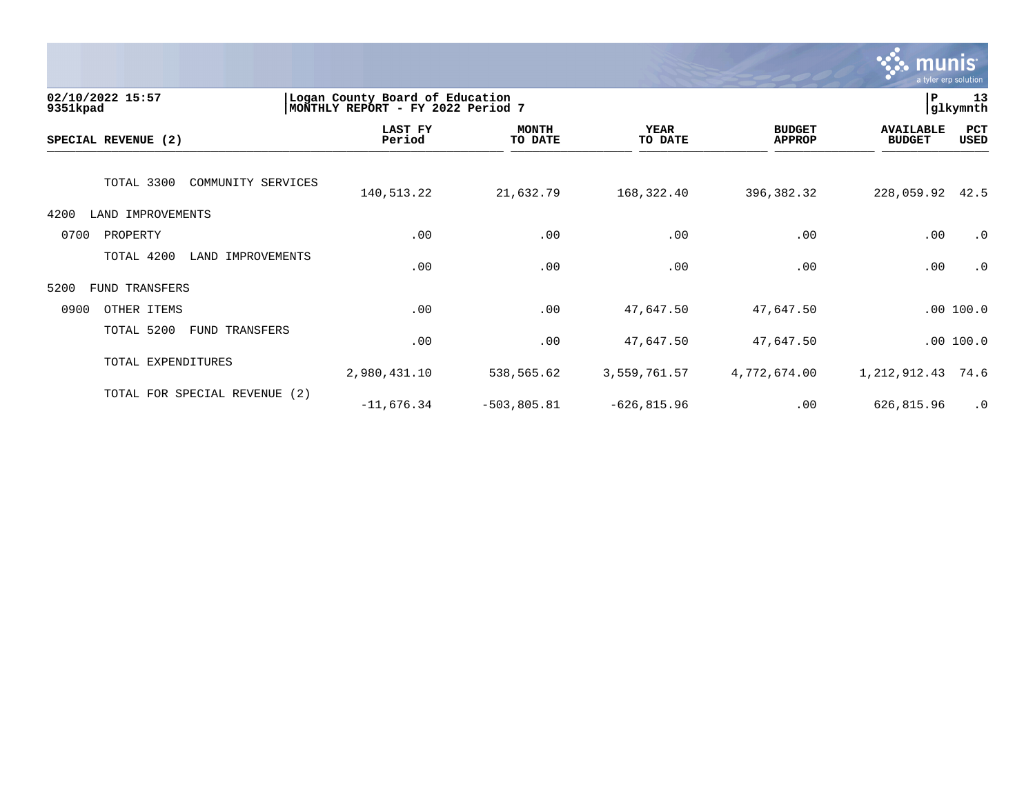02/10/2022 15:57
9351kpad

Logan County Board of Education
MONTHLY REPORT - FY 2022 Period 7

P 13
glkymnth

| SPECIAL REVENUE (2) | LAST FY Period | MONTH TO DATE | YEAR TO DATE | BUDGET APPROP | AVAILABLE BUDGET | PCT USED |
|---|---|---|---|---|---|---|
| TOTAL 3300 COMMUNITY SERVICES | 140,513.22 | 21,632.79 | 168,322.40 | 396,382.32 | 228,059.92 | 42.5 |
| 4200 LAND IMPROVEMENTS | | | | | | |
| 0700 PROPERTY | .00 | .00 | .00 | .00 | .00 | .0 |
| TOTAL 4200 LAND IMPROVEMENTS | .00 | .00 | .00 | .00 | .00 | .0 |
| 5200 FUND TRANSFERS | | | | | | |
| 0900 OTHER ITEMS | .00 | .00 | 47,647.50 | 47,647.50 | .00 | 100.0 |
| TOTAL 5200 FUND TRANSFERS | .00 | .00 | 47,647.50 | 47,647.50 | .00 | 100.0 |
| TOTAL EXPENDITURES | 2,980,431.10 | 538,565.62 | 3,559,761.57 | 4,772,674.00 | 1,212,912.43 | 74.6 |
| TOTAL FOR SPECIAL REVENUE (2) | -11,676.34 | -503,805.81 | -626,815.96 | .00 | 626,815.96 | .0 |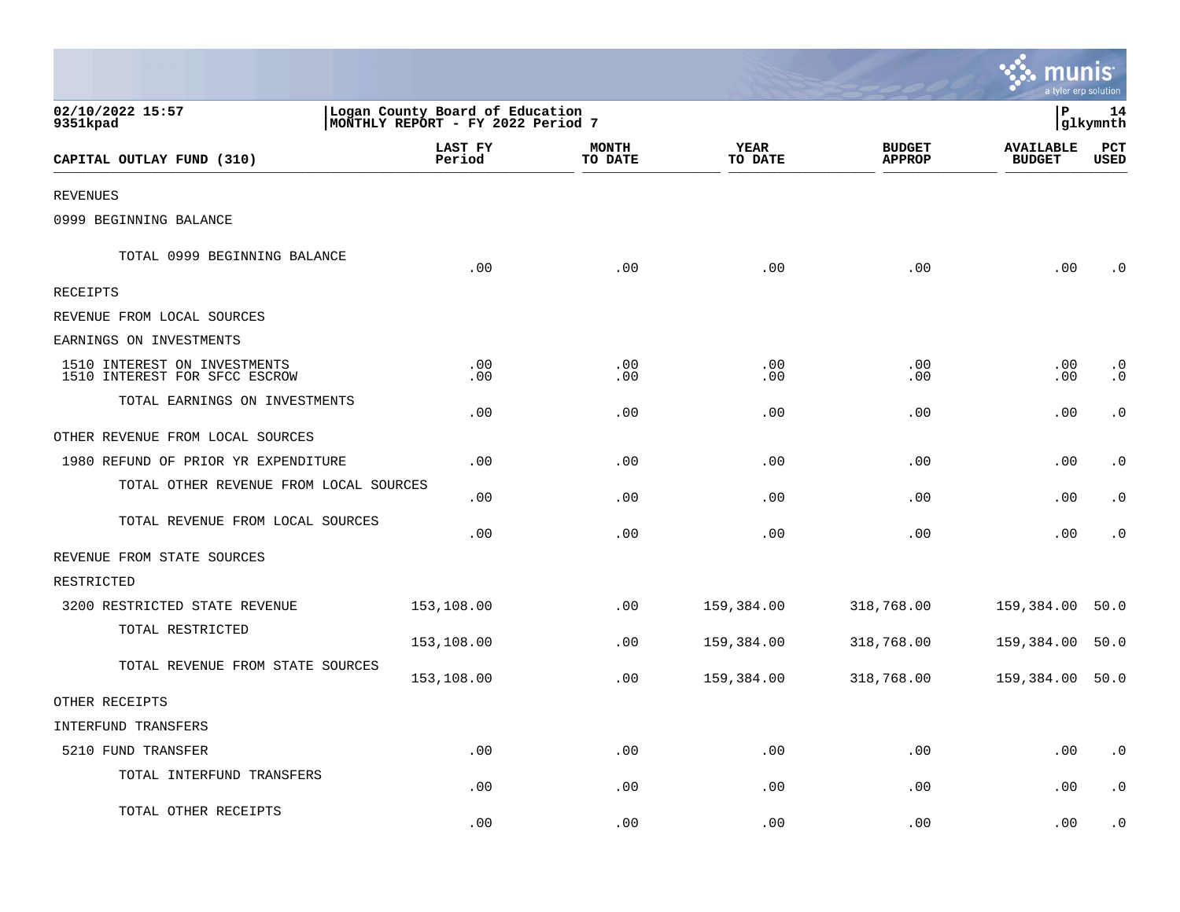02/10/2022 15:57
9351kpad

Logan County Board of Education
MONTHLY REPORT - FY 2022 Period 7

| CAPITAL OUTLAY FUND (310) | LAST FY Period | MONTH TO DATE | YEAR TO DATE | BUDGET APPROP | AVAILABLE BUDGET | PCT USED |
|---|---|---|---|---|---|---|
| REVENUES | | | | | | |
| 0999 BEGINNING BALANCE | | | | | | |
| TOTAL 0999 BEGINNING BALANCE | .00 | .00 | .00 | .00 | .00 | .0 |
| RECEIPTS | | | | | | |
| REVENUE FROM LOCAL SOURCES | | | | | | |
| EARNINGS ON INVESTMENTS | | | | | | |
| 1510 INTEREST ON INVESTMENTS | .00 | .00 | .00 | .00 | .00 | .0 |
| 1510 INTEREST FOR SFCC ESCROW | .00 | .00 | .00 | .00 | .00 | .0 |
| TOTAL EARNINGS ON INVESTMENTS | .00 | .00 | .00 | .00 | .00 | .0 |
| OTHER REVENUE FROM LOCAL SOURCES | | | | | | |
| 1980 REFUND OF PRIOR YR EXPENDITURE | .00 | .00 | .00 | .00 | .00 | .0 |
| TOTAL OTHER REVENUE FROM LOCAL SOURCES | .00 | .00 | .00 | .00 | .00 | .0 |
| TOTAL REVENUE FROM LOCAL SOURCES | .00 | .00 | .00 | .00 | .00 | .0 |
| REVENUE FROM STATE SOURCES | | | | | | |
| RESTRICTED | | | | | | |
| 3200 RESTRICTED STATE REVENUE | 153,108.00 | .00 | 159,384.00 | 318,768.00 | 159,384.00 | 50.0 |
| TOTAL RESTRICTED | 153,108.00 | .00 | 159,384.00 | 318,768.00 | 159,384.00 | 50.0 |
| TOTAL REVENUE FROM STATE SOURCES | 153,108.00 | .00 | 159,384.00 | 318,768.00 | 159,384.00 | 50.0 |
| OTHER RECEIPTS | | | | | | |
| INTERFUND TRANSFERS | | | | | | |
| 5210 FUND TRANSFER | .00 | .00 | .00 | .00 | .00 | .0 |
| TOTAL INTERFUND TRANSFERS | .00 | .00 | .00 | .00 | .00 | .0 |
| TOTAL OTHER RECEIPTS | .00 | .00 | .00 | .00 | .00 | .0 |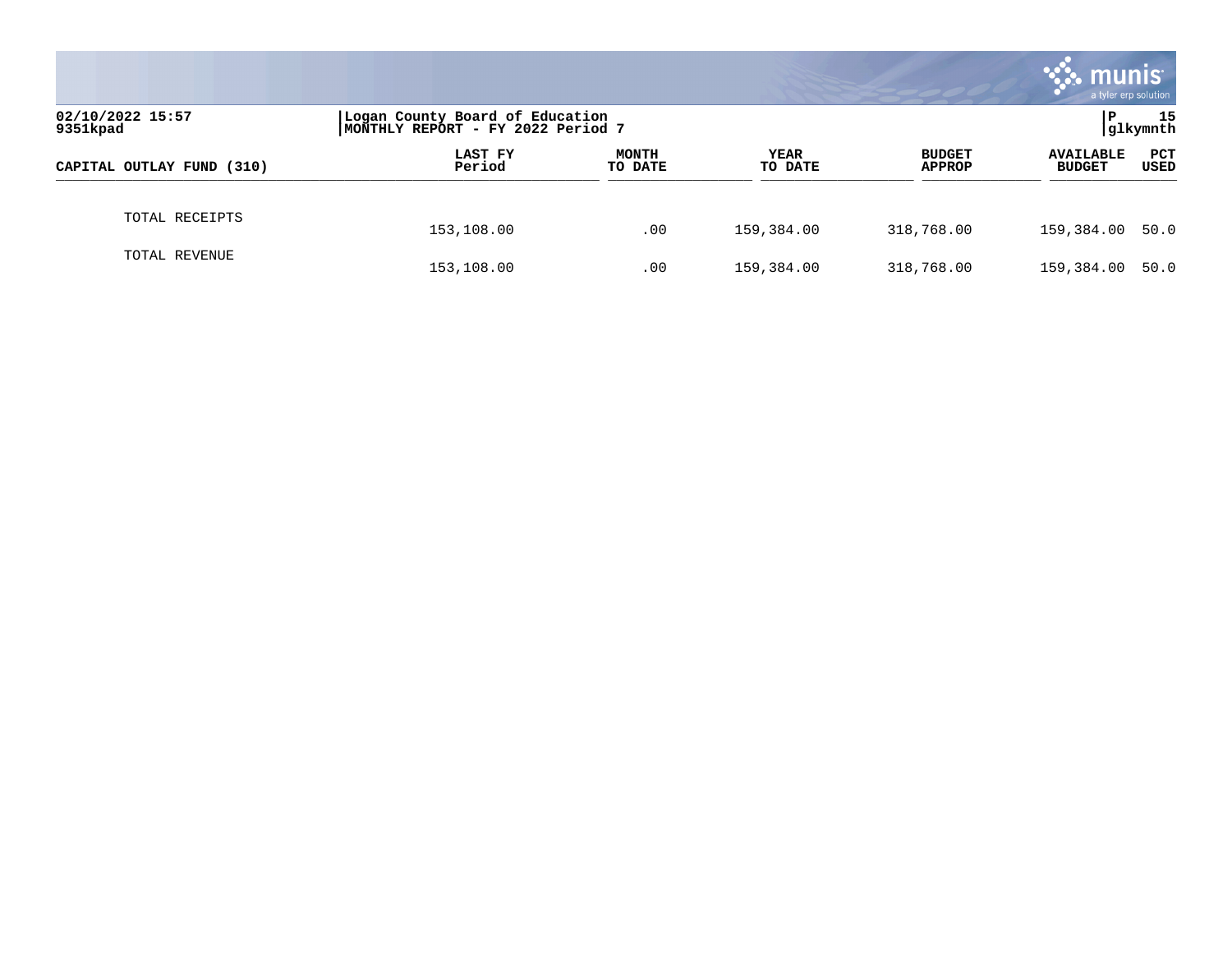02/10/2022 15:57
9351kpad

Logan County Board of Education
MONTHLY REPORT - FY 2022 Period 7

P 15
glkymnth

| CAPITAL OUTLAY FUND (310) | LAST FY Period | MONTH TO DATE | YEAR TO DATE | BUDGET APPROP | AVAILABLE BUDGET | PCT USED |
|---|---|---|---|---|---|---|
| TOTAL RECEIPTS | 153,108.00 | .00 | 159,384.00 | 318,768.00 | 159,384.00 | 50.0 |
| TOTAL REVENUE | 153,108.00 | .00 | 159,384.00 | 318,768.00 | 159,384.00 | 50.0 |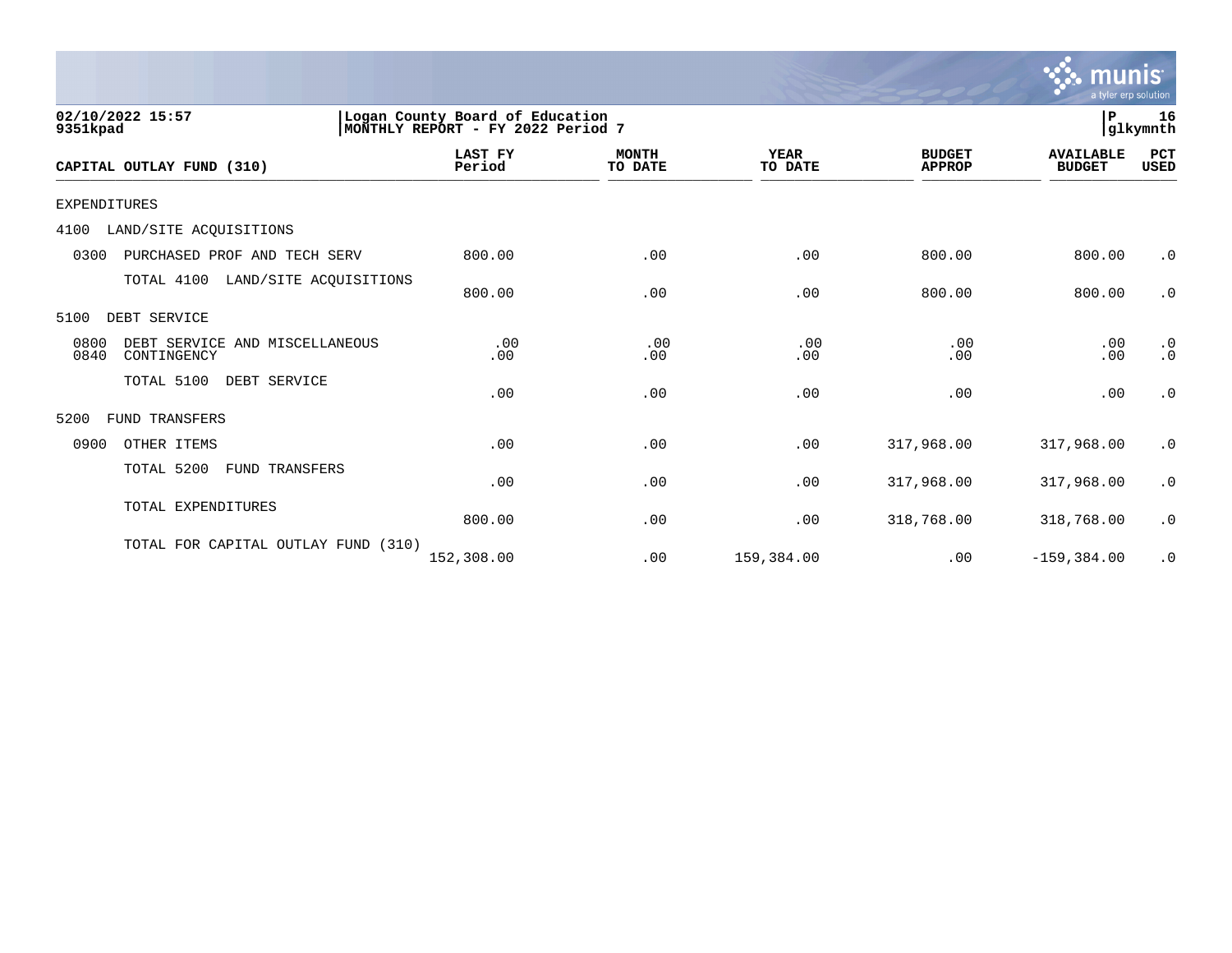02/10/2022 15:57 | Logan County Board of Education | P 16
9351kpad | MONTHLY REPORT - FY 2022 Period 7 | glkymnth

| CAPITAL OUTLAY FUND (310) | LAST FY Period | MONTH TO DATE | YEAR TO DATE | BUDGET APPROP | AVAILABLE BUDGET | PCT USED |
|---|---|---|---|---|---|---|
| EXPENDITURES | | | | | | |
| 4100 LAND/SITE ACQUISITIONS | | | | | | |
| 0300 PURCHASED PROF AND TECH SERV | 800.00 | .00 | .00 | 800.00 | 800.00 | .0 |
| TOTAL 4100 LAND/SITE ACQUISITIONS | 800.00 | .00 | .00 | 800.00 | 800.00 | .0 |
| 5100 DEBT SERVICE | | | | | | |
| 0800 DEBT SERVICE AND MISCELLANEOUS | .00 | .00 | .00 | .00 | .00 | .0 |
| 0840 CONTINGENCY | .00 | .00 | .00 | .00 | .00 | .0 |
| TOTAL 5100 DEBT SERVICE | .00 | .00 | .00 | .00 | .00 | .0 |
| 5200 FUND TRANSFERS | | | | | | |
| 0900 OTHER ITEMS | .00 | .00 | .00 | 317,968.00 | 317,968.00 | .0 |
| TOTAL 5200 FUND TRANSFERS | .00 | .00 | .00 | 317,968.00 | 317,968.00 | .0 |
| TOTAL EXPENDITURES | 800.00 | .00 | .00 | 318,768.00 | 318,768.00 | .0 |
| TOTAL FOR CAPITAL OUTLAY FUND (310) | 152,308.00 | .00 | 159,384.00 | .00 | -159,384.00 | .0 |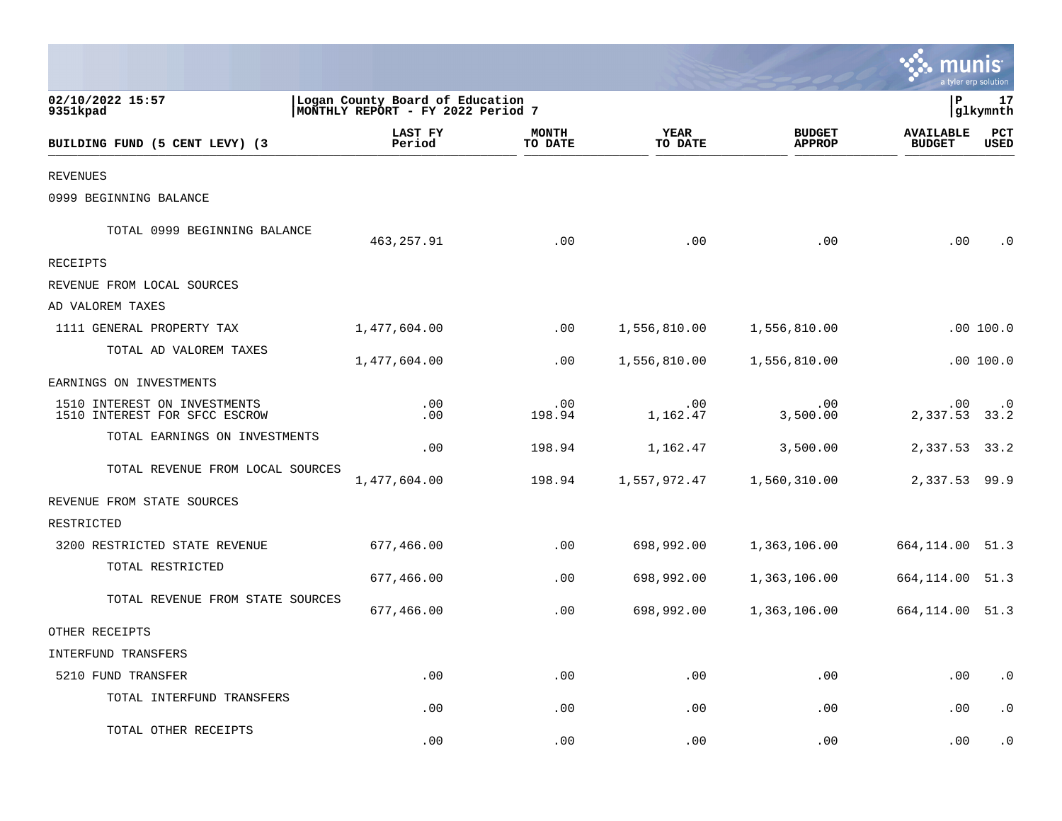02/10/2022 15:57 | Logan County Board of Education | P 17
9351kpad | MONTHLY REPORT - FY 2022 Period 7 | glkymnth

| BUILDING FUND (5 CENT LEVY) (3 | LAST FY Period | MONTH TO DATE | YEAR TO DATE | BUDGET APPROP | AVAILABLE BUDGET | PCT USED |
|---|---|---|---|---|---|---|
| REVENUES | | | | | | |
| 0999 BEGINNING BALANCE | | | | | | |
| TOTAL 0999 BEGINNING BALANCE | 463,257.91 | .00 | .00 | .00 | .00 | .0 |
| RECEIPTS | | | | | | |
| REVENUE FROM LOCAL SOURCES | | | | | | |
| AD VALOREM TAXES | | | | | | |
| 1111 GENERAL PROPERTY TAX | 1,477,604.00 | .00 | 1,556,810.00 | 1,556,810.00 | .00 | 100.0 |
| TOTAL AD VALOREM TAXES | 1,477,604.00 | .00 | 1,556,810.00 | 1,556,810.00 | .00 | 100.0 |
| EARNINGS ON INVESTMENTS | | | | | | |
| 1510 INTEREST ON INVESTMENTS | .00 | .00 | .00 | .00 | .00 | .0 |
| 1510 INTEREST FOR SFCC ESCROW | .00 | 198.94 | 1,162.47 | 3,500.00 | 2,337.53 | 33.2 |
| TOTAL EARNINGS ON INVESTMENTS | .00 | 198.94 | 1,162.47 | 3,500.00 | 2,337.53 | 33.2 |
| TOTAL REVENUE FROM LOCAL SOURCES | 1,477,604.00 | 198.94 | 1,557,972.47 | 1,560,310.00 | 2,337.53 | 99.9 |
| REVENUE FROM STATE SOURCES | | | | | | |
| RESTRICTED | | | | | | |
| 3200 RESTRICTED STATE REVENUE | 677,466.00 | .00 | 698,992.00 | 1,363,106.00 | 664,114.00 | 51.3 |
| TOTAL RESTRICTED | 677,466.00 | .00 | 698,992.00 | 1,363,106.00 | 664,114.00 | 51.3 |
| TOTAL REVENUE FROM STATE SOURCES | 677,466.00 | .00 | 698,992.00 | 1,363,106.00 | 664,114.00 | 51.3 |
| OTHER RECEIPTS | | | | | | |
| INTERFUND TRANSFERS | | | | | | |
| 5210 FUND TRANSFER | .00 | .00 | .00 | .00 | .00 | .0 |
| TOTAL INTERFUND TRANSFERS | .00 | .00 | .00 | .00 | .00 | .0 |
| TOTAL OTHER RECEIPTS | .00 | .00 | .00 | .00 | .00 | .0 |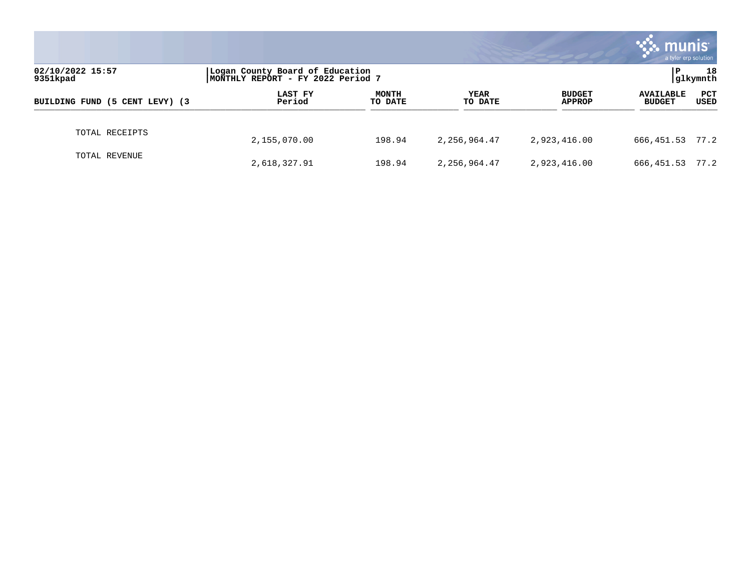| BUILDING FUND (5 CENT LEVY) (3 | LAST FY Period | MONTH TO DATE | YEAR TO DATE | BUDGET APPROP | AVAILABLE BUDGET | PCT USED |
|---|---|---|---|---|---|---|
| TOTAL RECEIPTS | 2,155,070.00 | 198.94 | 2,256,964.47 | 2,923,416.00 | 666,451.53 | 77.2 |
| TOTAL REVENUE | 2,618,327.91 | 198.94 | 2,256,964.47 | 2,923,416.00 | 666,451.53 | 77.2 |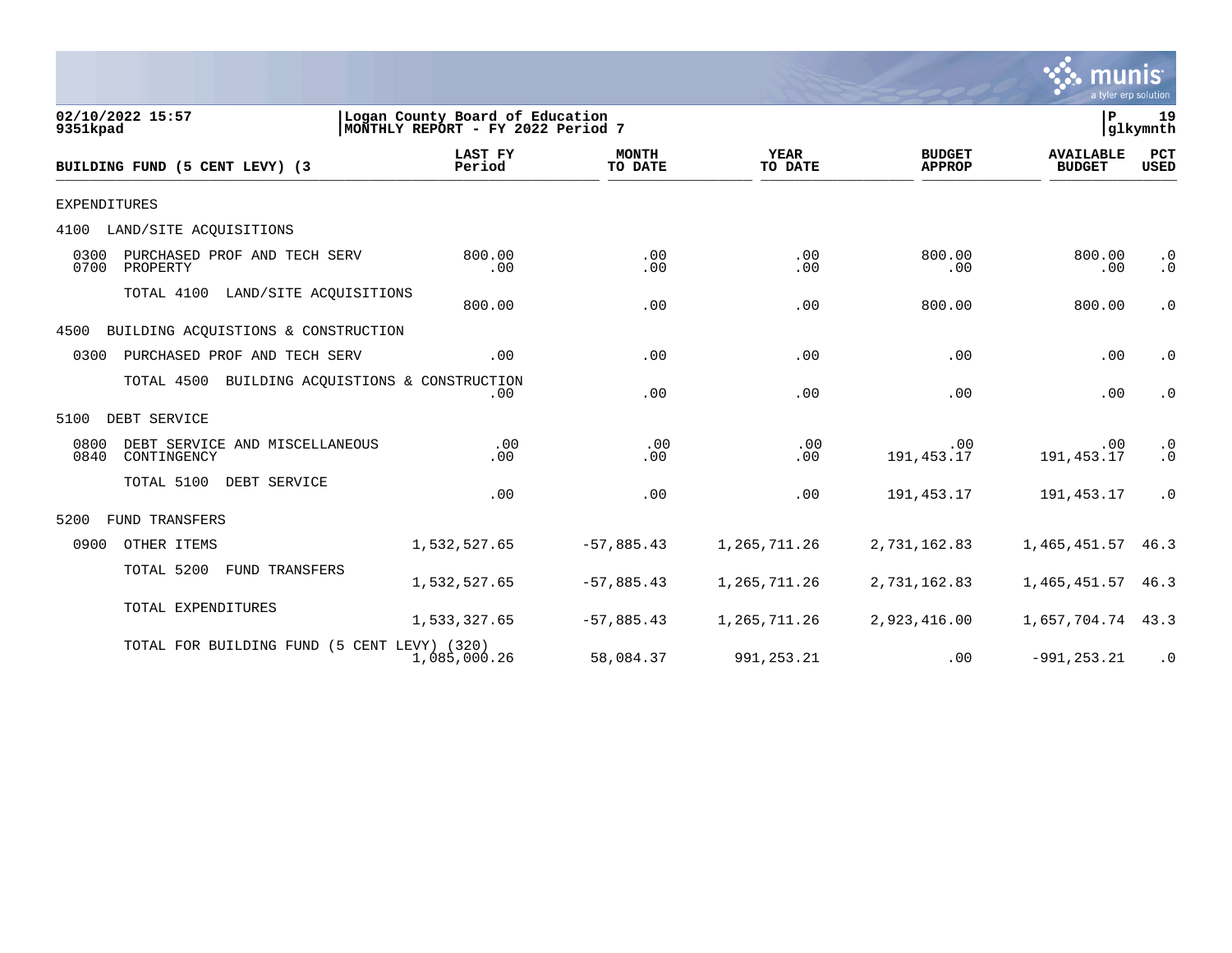02/10/2022 15:57
9351kpad

Logan County Board of Education
MONTHLY REPORT - FY 2022 Period 7

| BUILDING FUND (5 CENT LEVY) (3 | LAST FY Period | MONTH TO DATE | YEAR TO DATE | BUDGET APPROP | AVAILABLE BUDGET | PCT USED |
|---|---|---|---|---|---|---|
| EXPENDITURES | | | | | | |
| 4100 LAND/SITE ACQUISITIONS | | | | | | |
| 0300 PURCHASED PROF AND TECH SERV | 800.00 | .00 | .00 | 800.00 | 800.00 | .0 |
| 0700 PROPERTY | .00 | .00 | .00 | .00 | .00 | .0 |
| TOTAL 4100 LAND/SITE ACQUISITIONS | 800.00 | .00 | .00 | 800.00 | 800.00 | .0 |
| 4500 BUILDING ACQUISTIONS & CONSTRUCTION | | | | | | |
| 0300 PURCHASED PROF AND TECH SERV | .00 | .00 | .00 | .00 | .00 | .0 |
| TOTAL 4500 BUILDING ACQUISTIONS & CONSTRUCTION | .00 | .00 | .00 | .00 | .00 | .0 |
| 5100 DEBT SERVICE | | | | | | |
| 0800 DEBT SERVICE AND MISCELLANEOUS | .00 | .00 | .00 | .00 | .00 | .0 |
| 0840 CONTINGENCY | .00 | .00 | .00 | 191,453.17 | 191,453.17 | .0 |
| TOTAL 5100 DEBT SERVICE | .00 | .00 | .00 | 191,453.17 | 191,453.17 | .0 |
| 5200 FUND TRANSFERS | | | | | | |
| 0900 OTHER ITEMS | 1,532,527.65 | -57,885.43 | 1,265,711.26 | 2,731,162.83 | 1,465,451.57 | 46.3 |
| TOTAL 5200 FUND TRANSFERS | 1,532,527.65 | -57,885.43 | 1,265,711.26 | 2,731,162.83 | 1,465,451.57 | 46.3 |
| TOTAL EXPENDITURES | 1,533,327.65 | -57,885.43 | 1,265,711.26 | 2,923,416.00 | 1,657,704.74 | 43.3 |
| TOTAL FOR BUILDING FUND (5 CENT LEVY) (320) | 1,085,000.26 | 58,084.37 | 991,253.21 | .00 | -991,253.21 | .0 |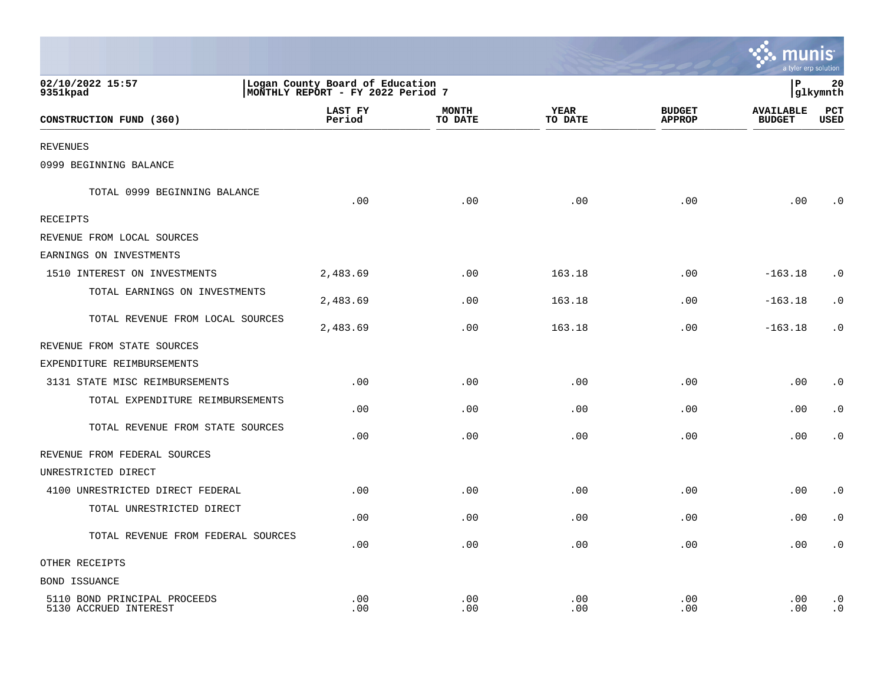02/10/2022 15:57 | Logan County Board of Education | P 20
9351kpad | MONTHLY REPORT - FY 2022 Period 7 | glkymnth

| CONSTRUCTION FUND (360) | LAST FY Period | MONTH TO DATE | YEAR TO DATE | BUDGET APPROP | AVAILABLE BUDGET | PCT USED |
|---|---|---|---|---|---|---|
| REVENUES | | | | | | |
| 0999 BEGINNING BALANCE | | | | | | |
| TOTAL 0999 BEGINNING BALANCE | .00 | .00 | .00 | .00 | .00 | .0 |
| RECEIPTS | | | | | | |
| REVENUE FROM LOCAL SOURCES | | | | | | |
| EARNINGS ON INVESTMENTS | | | | | | |
| 1510 INTEREST ON INVESTMENTS | 2,483.69 | .00 | 163.18 | .00 | -163.18 | .0 |
| TOTAL EARNINGS ON INVESTMENTS | 2,483.69 | .00 | 163.18 | .00 | -163.18 | .0 |
| TOTAL REVENUE FROM LOCAL SOURCES | 2,483.69 | .00 | 163.18 | .00 | -163.18 | .0 |
| REVENUE FROM STATE SOURCES | | | | | | |
| EXPENDITURE REIMBURSEMENTS | | | | | | |
| 3131 STATE MISC REIMBURSEMENTS | .00 | .00 | .00 | .00 | .00 | .0 |
| TOTAL EXPENDITURE REIMBURSEMENTS | .00 | .00 | .00 | .00 | .00 | .0 |
| TOTAL REVENUE FROM STATE SOURCES | .00 | .00 | .00 | .00 | .00 | .0 |
| REVENUE FROM FEDERAL SOURCES | | | | | | |
| UNRESTRICTED DIRECT | | | | | | |
| 4100 UNRESTRICTED DIRECT FEDERAL | .00 | .00 | .00 | .00 | .00 | .0 |
| TOTAL UNRESTRICTED DIRECT | .00 | .00 | .00 | .00 | .00 | .0 |
| TOTAL REVENUE FROM FEDERAL SOURCES | .00 | .00 | .00 | .00 | .00 | .0 |
| OTHER RECEIPTS | | | | | | |
| BOND ISSUANCE | | | | | | |
| 5110 BOND PRINCIPAL PROCEEDS | .00 | .00 | .00 | .00 | .00 | .0 |
| 5130 ACCRUED INTEREST | .00 | .00 | .00 | .00 | .00 | .0 |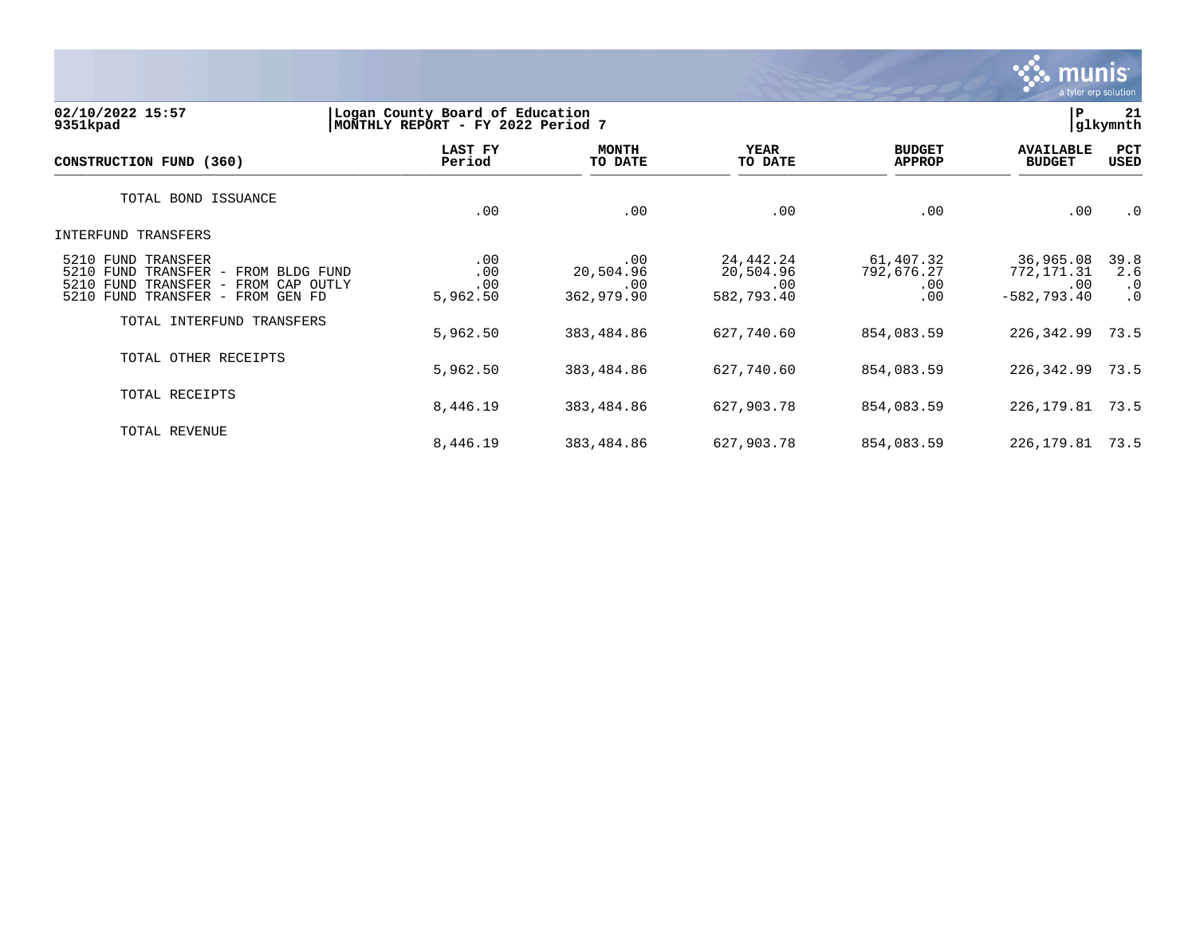**02/10/2022 15:57** | **Logan County Board of Education** | **P 21**
**9351kpad** | **MONTHLY REPORT - FY 2022 Period 7** | **glkymnth**

| CONSTRUCTION FUND (360) | LAST FY Period | MONTH TO DATE | YEAR TO DATE | BUDGET APPROP | AVAILABLE BUDGET | PCT USED |
|---|---|---|---|---|---|---|
| TOTAL BOND ISSUANCE | .00 | .00 | .00 | .00 | .00 | .0 |
| **INTERFUND TRANSFERS** | | | | | | |
| 5210 FUND TRANSFER | .00 | .00 | 24,442.24 | 61,407.32 | 36,965.08 | 39.8 |
| 5210 FUND TRANSFER - FROM BLDG FUND | .00 | 20,504.96 | 20,504.96 | 792,676.27 | 772,171.31 | 2.6 |
| 5210 FUND TRANSFER - FROM CAP OUTLY | .00 | .00 | .00 | .00 | .00 | .0 |
| 5210 FUND TRANSFER - FROM GEN FD | 5,962.50 | 362,979.90 | 582,793.40 | .00 | -582,793.40 | .0 |
| TOTAL INTERFUND TRANSFERS | 5,962.50 | 383,484.86 | 627,740.60 | 854,083.59 | 226,342.99 | 73.5 |
| TOTAL OTHER RECEIPTS | 5,962.50 | 383,484.86 | 627,740.60 | 854,083.59 | 226,342.99 | 73.5 |
| TOTAL RECEIPTS | 8,446.19 | 383,484.86 | 627,903.78 | 854,083.59 | 226,179.81 | 73.5 |
| TOTAL REVENUE | 8,446.19 | 383,484.86 | 627,903.78 | 854,083.59 | 226,179.81 | 73.5 |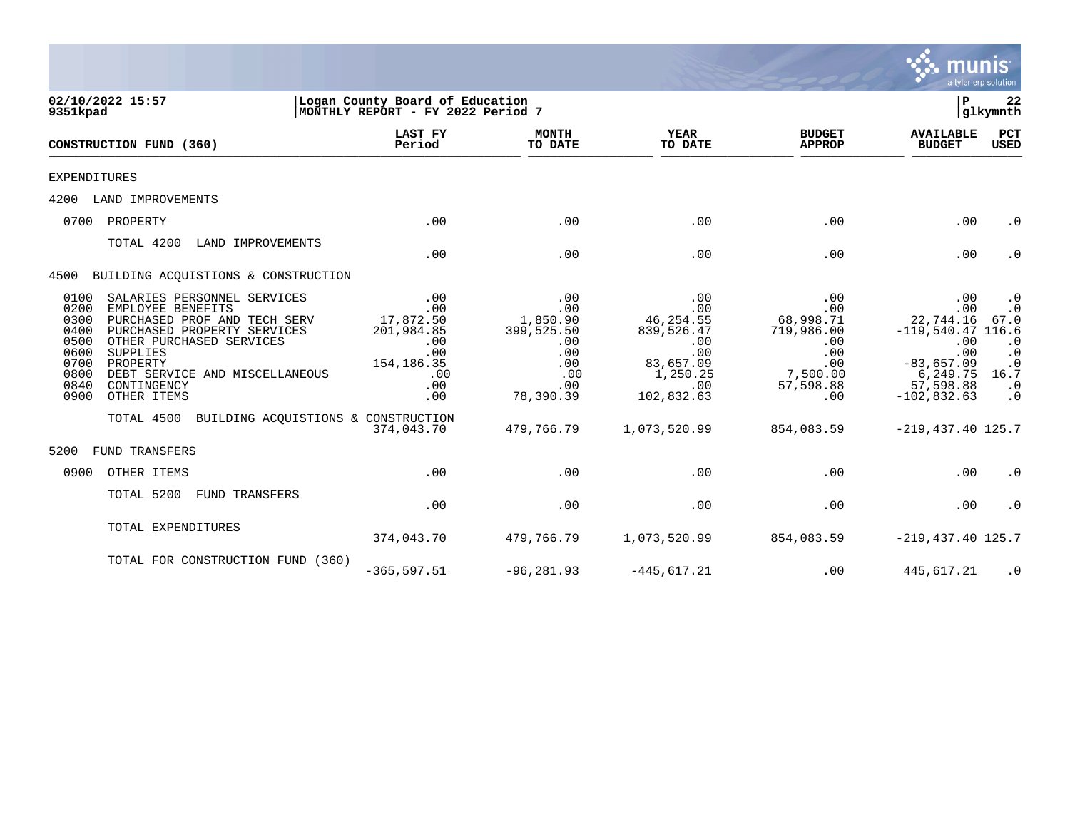02/10/2022 15:57 | Logan County Board of Education | P 22
9351kpad | MONTHLY REPORT - FY 2022 Period 7 | glkymnth

| CONSTRUCTION FUND (360) | LAST FY Period | MONTH TO DATE | YEAR TO DATE | BUDGET APPROP | AVAILABLE BUDGET | PCT USED |
|---|---|---|---|---|---|---|
| EXPENDITURES | | | | | | |
| 4200 LAND IMPROVEMENTS | | | | | | |
| 0700 PROPERTY | .00 | .00 | .00 | .00 | .00 | .0 |
| TOTAL 4200 LAND IMPROVEMENTS | .00 | .00 | .00 | .00 | .00 | .0 |
| 4500 BUILDING ACQUISTIONS & CONSTRUCTION | | | | | | |
| 0100 SALARIES PERSONNEL SERVICES | .00 | .00 | .00 | .00 | .00 | .0 |
| 0200 EMPLOYEE BENEFITS | .00 | .00 | .00 | .00 | .00 | .0 |
| 0300 PURCHASED PROF AND TECH SERV | 17,872.50 | 1,850.90 | 46,254.55 | 68,998.71 | 22,744.16 | 67.0 |
| 0400 PURCHASED PROPERTY SERVICES | 201,984.85 | 399,525.50 | 839,526.47 | 719,986.00 | -119,540.47 | 116.6 |
| 0500 OTHER PURCHASED SERVICES | .00 | .00 | .00 | .00 | .00 | .0 |
| 0600 SUPPLIES | .00 | .00 | .00 | .00 | .00 | .0 |
| 0700 PROPERTY | 154,186.35 | .00 | 83,657.09 | .00 | -83,657.09 | .0 |
| 0800 DEBT SERVICE AND MISCELLANEOUS | .00 | .00 | 1,250.25 | 7,500.00 | 6,249.75 | 16.7 |
| 0840 CONTINGENCY | .00 | .00 | .00 | 57,598.88 | 57,598.88 | .0 |
| 0900 OTHER ITEMS | .00 | 78,390.39 | 102,832.63 | .00 | -102,832.63 | .0 |
| TOTAL 4500 BUILDING ACQUISTIONS & CONSTRUCTION | 374,043.70 | 479,766.79 | 1,073,520.99 | 854,083.59 | -219,437.40 | 125.7 |
| 5200 FUND TRANSFERS | | | | | | |
| 0900 OTHER ITEMS | .00 | .00 | .00 | .00 | .00 | .0 |
| TOTAL 5200 FUND TRANSFERS | .00 | .00 | .00 | .00 | .00 | .0 |
| TOTAL EXPENDITURES | 374,043.70 | 479,766.79 | 1,073,520.99 | 854,083.59 | -219,437.40 | 125.7 |
| TOTAL FOR CONSTRUCTION FUND (360) | -365,597.51 | -96,281.93 | -445,617.21 | .00 | 445,617.21 | .0 |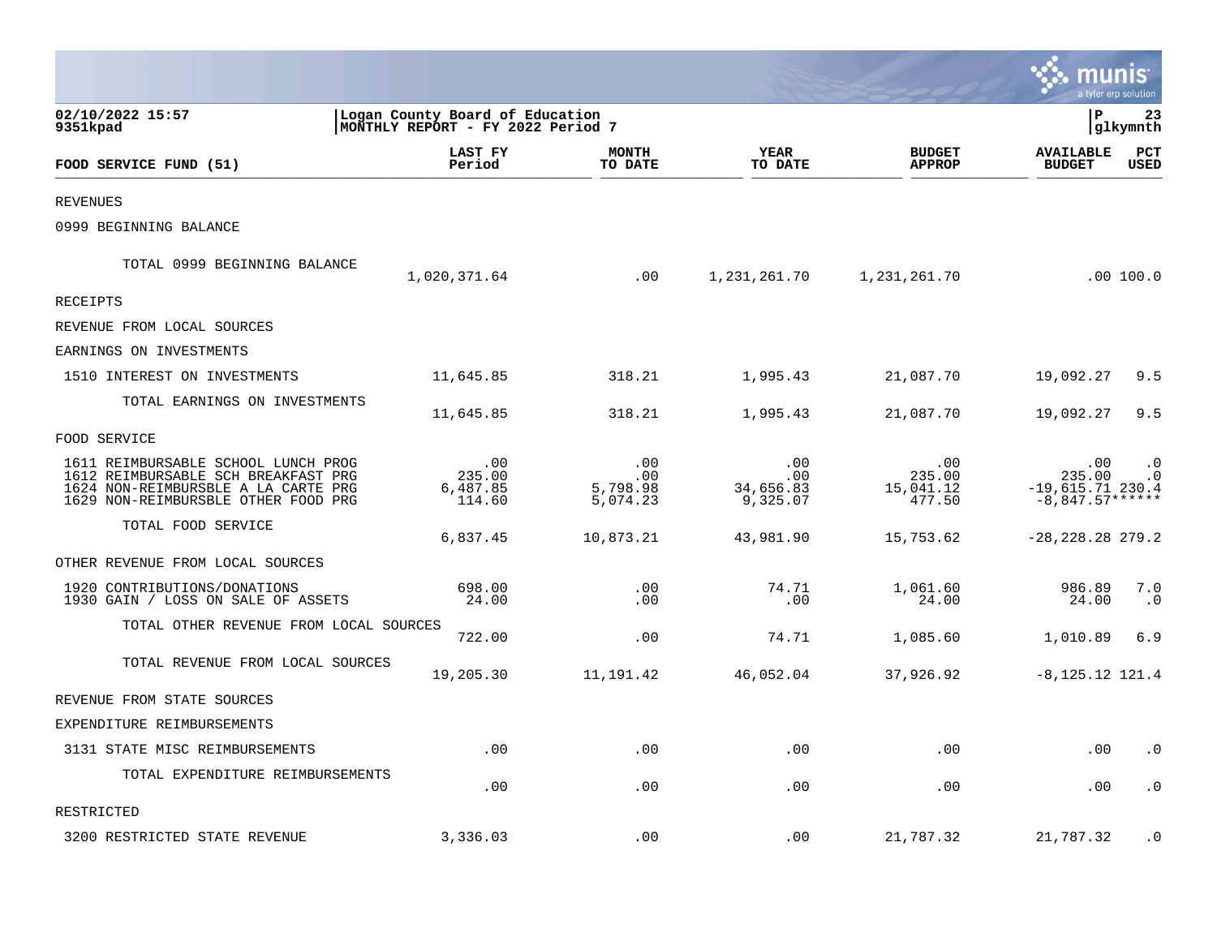02/10/2022 15:57 | Logan County Board of Education | P 23
9351kpad | MONTHLY REPORT - FY 2022 Period 7 | glkymnth

| FOOD SERVICE FUND (51) | LAST FY Period | MONTH TO DATE | YEAR TO DATE | BUDGET APPROP | AVAILABLE BUDGET | PCT USED |
|---|---|---|---|---|---|---|
| REVENUES | | | | | | |
| 0999 BEGINNING BALANCE | | | | | | |
| TOTAL 0999 BEGINNING BALANCE | 1,020,371.64 | .00 | 1,231,261.70 | 1,231,261.70 | .00 | 100.0 |
| RECEIPTS | | | | | | |
| REVENUE FROM LOCAL SOURCES | | | | | | |
| EARNINGS ON INVESTMENTS | | | | | | |
| 1510 INTEREST ON INVESTMENTS | 11,645.85 | 318.21 | 1,995.43 | 21,087.70 | 19,092.27 | 9.5 |
| TOTAL EARNINGS ON INVESTMENTS | 11,645.85 | 318.21 | 1,995.43 | 21,087.70 | 19,092.27 | 9.5 |
| FOOD SERVICE | | | | | | |
| 1611 REIMBURSABLE SCHOOL LUNCH PROG | .00 | .00 | .00 | .00 | .00 | .0 |
| 1612 REIMBURSABLE SCH BREAKFAST PRG | 235.00 | .00 | .00 | 235.00 | 235.00 | .0 |
| 1624 NON-REIMBURSBLE A LA CARTE PRG | 6,487.85 | 5,798.98 | 34,656.83 | 15,041.12 | -19,615.71 | 230.4 |
| 1629 NON-REIMBURSBLE OTHER FOOD PRG | 114.60 | 5,074.23 | 9,325.07 | 477.50 | -8,847.57 | ****** |
| TOTAL FOOD SERVICE | 6,837.45 | 10,873.21 | 43,981.90 | 15,753.62 | -28,228.28 | 279.2 |
| OTHER REVENUE FROM LOCAL SOURCES | | | | | | |
| 1920 CONTRIBUTIONS/DONATIONS | 698.00 | .00 | 74.71 | 1,061.60 | 986.89 | 7.0 |
| 1930 GAIN / LOSS ON SALE OF ASSETS | 24.00 | .00 | .00 | 24.00 | 24.00 | .0 |
| TOTAL OTHER REVENUE FROM LOCAL SOURCES | 722.00 | .00 | 74.71 | 1,085.60 | 1,010.89 | 6.9 |
| TOTAL REVENUE FROM LOCAL SOURCES | 19,205.30 | 11,191.42 | 46,052.04 | 37,926.92 | -8,125.12 | 121.4 |
| REVENUE FROM STATE SOURCES | | | | | | |
| EXPENDITURE REIMBURSEMENTS | | | | | | |
| 3131 STATE MISC REIMBURSEMENTS | .00 | .00 | .00 | .00 | .00 | .0 |
| TOTAL EXPENDITURE REIMBURSEMENTS | .00 | .00 | .00 | .00 | .00 | .0 |
| RESTRICTED | | | | | | |
| 3200 RESTRICTED STATE REVENUE | 3,336.03 | .00 | .00 | 21,787.32 | 21,787.32 | .0 |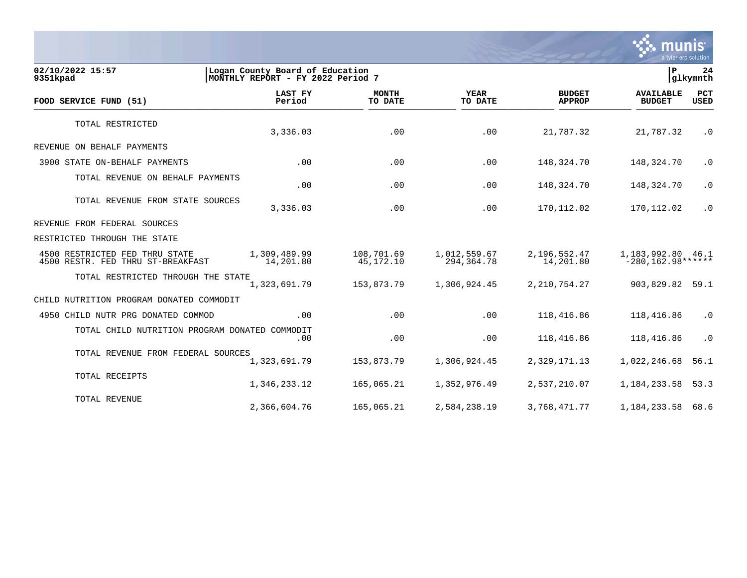**02/10/2022 15:57**
**9351kpad**

**Logan County Board of Education**
**MONTHLY REPORT - FY 2022 Period 7**

**P 24**
**glkymnth**

| FOOD SERVICE FUND (51) | LAST FY Period | MONTH TO DATE | YEAR TO DATE | BUDGET APPROP | AVAILABLE BUDGET | PCT USED |
|---|---|---|---|---|---|---|
| TOTAL RESTRICTED | 3,336.03 | .00 | .00 | 21,787.32 | 21,787.32 | .0 |
| REVENUE ON BEHALF PAYMENTS | | | | | | |
| 3900 STATE ON-BEHALF PAYMENTS | .00 | .00 | .00 | 148,324.70 | 148,324.70 | .0 |
| TOTAL REVENUE ON BEHALF PAYMENTS | .00 | .00 | .00 | 148,324.70 | 148,324.70 | .0 |
| TOTAL REVENUE FROM STATE SOURCES | 3,336.03 | .00 | .00 | 170,112.02 | 170,112.02 | .0 |
| REVENUE FROM FEDERAL SOURCES | | | | | | |
| RESTRICTED THROUGH THE STATE | | | | | | |
| 4500 RESTRICTED FED THRU STATE | 1,309,489.99 | 108,701.69 | 1,012,559.67 | 2,196,552.47 | 1,183,992.80 | 46.1 |
| 4500 RESTR. FED THRU ST-BREAKFAST | 14,201.80 | 45,172.10 | 294,364.78 | 14,201.80 | -280,162.98 | ****** |
| TOTAL RESTRICTED THROUGH THE STATE | 1,323,691.79 | 153,873.79 | 1,306,924.45 | 2,210,754.27 | 903,829.82 | 59.1 |
| CHILD NUTRITION PROGRAM DONATED COMMODIT | | | | | | |
| 4950 CHILD NUTR PRG DONATED COMMOD | .00 | .00 | .00 | 118,416.86 | 118,416.86 | .0 |
| TOTAL CHILD NUTRITION PROGRAM DONATED COMMODIT | .00 | .00 | .00 | 118,416.86 | 118,416.86 | .0 |
| TOTAL REVENUE FROM FEDERAL SOURCES | 1,323,691.79 | 153,873.79 | 1,306,924.45 | 2,329,171.13 | 1,022,246.68 | 56.1 |
| TOTAL RECEIPTS | 1,346,233.12 | 165,065.21 | 1,352,976.49 | 2,537,210.07 | 1,184,233.58 | 53.3 |
| TOTAL REVENUE | 2,366,604.76 | 165,065.21 | 2,584,238.19 | 3,768,471.77 | 1,184,233.58 | 68.6 |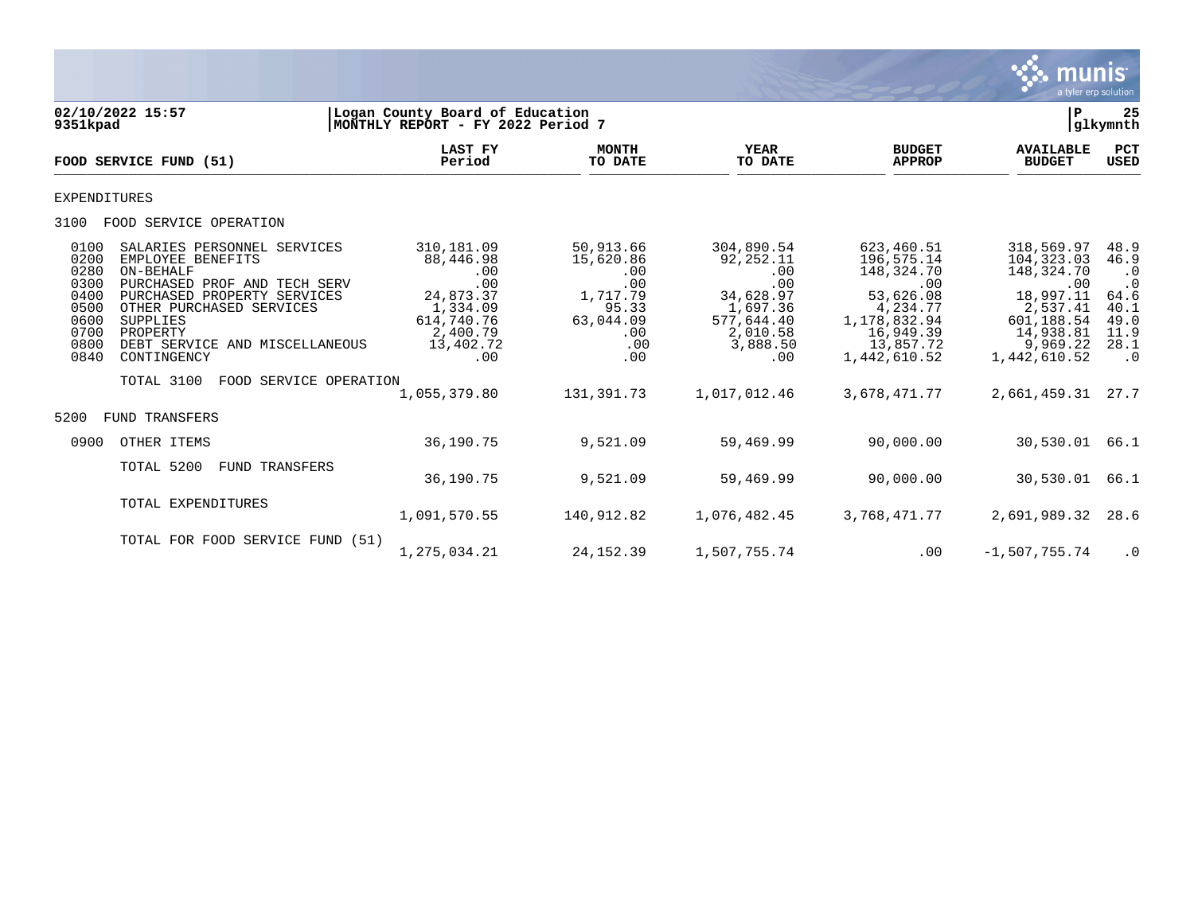02/10/2022 15:57 | Logan County Board of Education | P 25
9351kpad | MONTHLY REPORT - FY 2022 Period 7 | glkymnth

| FOOD SERVICE FUND (51) | LAST FY Period | MONTH TO DATE | YEAR TO DATE | BUDGET APPROP | AVAILABLE BUDGET | PCT USED |
|---|---|---|---|---|---|---|
| EXPENDITURES | | | | | | |
| 3100 FOOD SERVICE OPERATION | | | | | | |
| 0100 SALARIES PERSONNEL SERVICES | 310,181.09 | 50,913.66 | 304,890.54 | 623,460.51 | 318,569.97 | 48.9 |
| 0200 EMPLOYEE BENEFITS | 88,446.98 | 15,620.86 | 92,252.11 | 196,575.14 | 104,323.03 | 46.9 |
| 0280 ON-BEHALF | .00 | .00 | .00 | 148,324.70 | 148,324.70 | .0 |
| 0300 PURCHASED PROF AND TECH SERV | .00 | .00 | .00 | .00 | .00 | .0 |
| 0400 PURCHASED PROPERTY SERVICES | 24,873.37 | 1,717.79 | 34,628.97 | 53,626.08 | 18,997.11 | 64.6 |
| 0500 OTHER PURCHASED SERVICES | 1,334.09 | 95.33 | 1,697.36 | 4,234.77 | 2,537.41 | 40.1 |
| 0600 SUPPLIES | 614,740.76 | 63,044.09 | 577,644.40 | 1,178,832.94 | 601,188.54 | 49.0 |
| 0700 PROPERTY | 2,400.79 | .00 | 2,010.58 | 16,949.39 | 14,938.81 | 11.9 |
| 0800 DEBT SERVICE AND MISCELLANEOUS | 13,402.72 | .00 | 3,888.50 | 13,857.72 | 9,969.22 | 28.1 |
| 0840 CONTINGENCY | .00 | .00 | .00 | 1,442,610.52 | 1,442,610.52 | .0 |
| TOTAL 3100 FOOD SERVICE OPERATION | 1,055,379.80 | 131,391.73 | 1,017,012.46 | 3,678,471.77 | 2,661,459.31 | 27.7 |
| 5200 FUND TRANSFERS | | | | | | |
| 0900 OTHER ITEMS | 36,190.75 | 9,521.09 | 59,469.99 | 90,000.00 | 30,530.01 | 66.1 |
| TOTAL 5200 FUND TRANSFERS | 36,190.75 | 9,521.09 | 59,469.99 | 90,000.00 | 30,530.01 | 66.1 |
| TOTAL EXPENDITURES | 1,091,570.55 | 140,912.82 | 1,076,482.45 | 3,768,471.77 | 2,691,989.32 | 28.6 |
| TOTAL FOR FOOD SERVICE FUND (51) | 1,275,034.21 | 24,152.39 | 1,507,755.74 | .00 | -1,507,755.74 | .0 |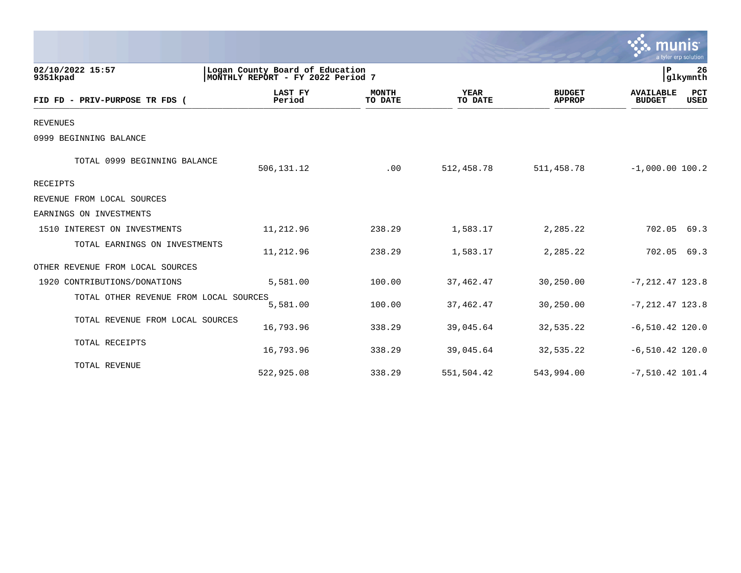02/10/2022 15:57
9351kpad

Logan County Board of Education
MONTHLY REPORT - FY 2022 Period 7

P
glkymnth

| FID FD - PRIV-PURPOSE TR FDS ( | LAST FY Period | MONTH TO DATE | YEAR TO DATE | BUDGET APPROP | AVAILABLE BUDGET | PCT USED |
|---|---|---|---|---|---|---|
| REVENUES | | | | | | |
| 0999 BEGINNING BALANCE | | | | | | |
| TOTAL 0999 BEGINNING BALANCE | 506,131.12 | .00 | 512,458.78 | 511,458.78 | -1,000.00 | 100.2 |
| RECEIPTS | | | | | | |
| REVENUE FROM LOCAL SOURCES | | | | | | |
| EARNINGS ON INVESTMENTS | | | | | | |
| 1510 INTEREST ON INVESTMENTS | 11,212.96 | 238.29 | 1,583.17 | 2,285.22 | 702.05 | 69.3 |
| TOTAL EARNINGS ON INVESTMENTS | 11,212.96 | 238.29 | 1,583.17 | 2,285.22 | 702.05 | 69.3 |
| OTHER REVENUE FROM LOCAL SOURCES | | | | | | |
| 1920 CONTRIBUTIONS/DONATIONS | 5,581.00 | 100.00 | 37,462.47 | 30,250.00 | -7,212.47 | 123.8 |
| TOTAL OTHER REVENUE FROM LOCAL SOURCES | 5,581.00 | 100.00 | 37,462.47 | 30,250.00 | -7,212.47 | 123.8 |
| TOTAL REVENUE FROM LOCAL SOURCES | 16,793.96 | 338.29 | 39,045.64 | 32,535.22 | -6,510.42 | 120.0 |
| TOTAL RECEIPTS | 16,793.96 | 338.29 | 39,045.64 | 32,535.22 | -6,510.42 | 120.0 |
| TOTAL REVENUE | 522,925.08 | 338.29 | 551,504.42 | 543,994.00 | -7,510.42 | 101.4 |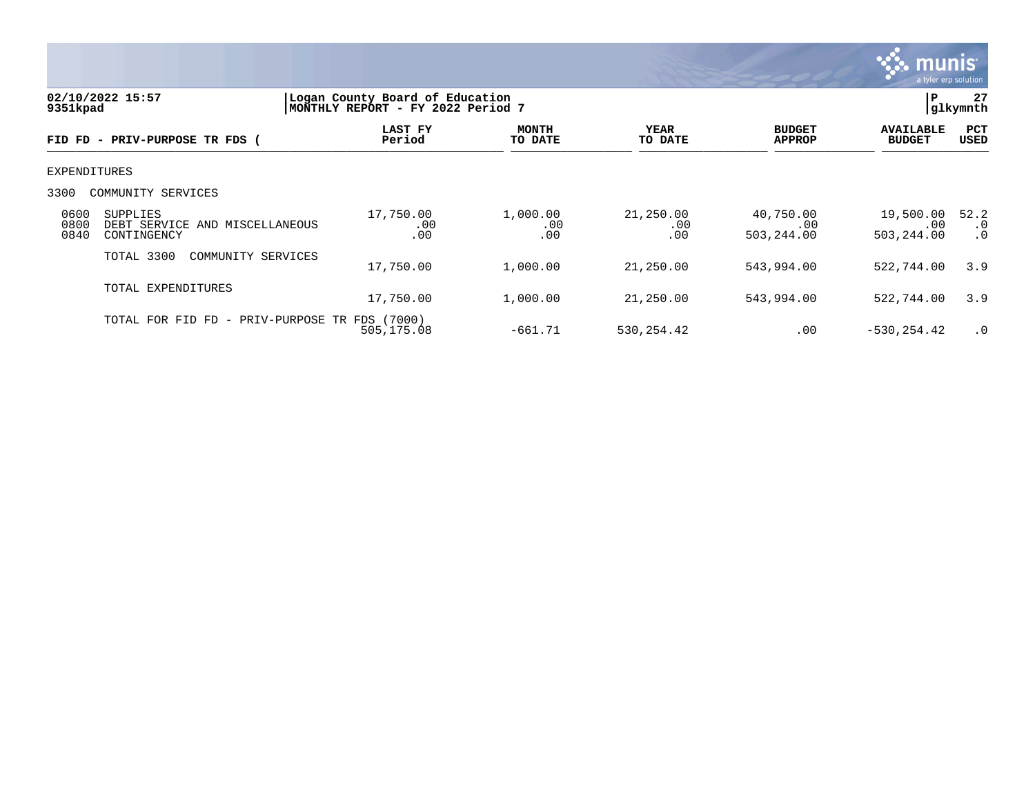02/10/2022 15:57 | Logan County Board of Education | P 27
9351kpad | MONTHLY REPORT - FY 2022 Period 7 | glkymnth

| FID FD - PRIV-PURPOSE TR FDS ( | LAST FY Period | MONTH TO DATE | YEAR TO DATE | BUDGET APPROP | AVAILABLE BUDGET | PCT USED |
|---|---|---|---|---|---|---|
| EXPENDITURES | | | | | | |
| 3300 COMMUNITY SERVICES | | | | | | |
| 0600 SUPPLIES | 17,750.00 | 1,000.00 | 21,250.00 | 40,750.00 | 19,500.00 | 52.2 |
| 0800 DEBT SERVICE AND MISCELLANEOUS | .00 | .00 | .00 | .00 | .00 | .0 |
| 0840 CONTINGENCY | .00 | .00 | .00 | 503,244.00 | 503,244.00 | .0 |
| TOTAL 3300 COMMUNITY SERVICES | 17,750.00 | 1,000.00 | 21,250.00 | 543,994.00 | 522,744.00 | 3.9 |
| TOTAL EXPENDITURES | 17,750.00 | 1,000.00 | 21,250.00 | 543,994.00 | 522,744.00 | 3.9 |
| TOTAL FOR FID FD - PRIV-PURPOSE TR FDS (7000) | 505,175.08 | -661.71 | 530,254.42 | .00 | -530,254.42 | .0 |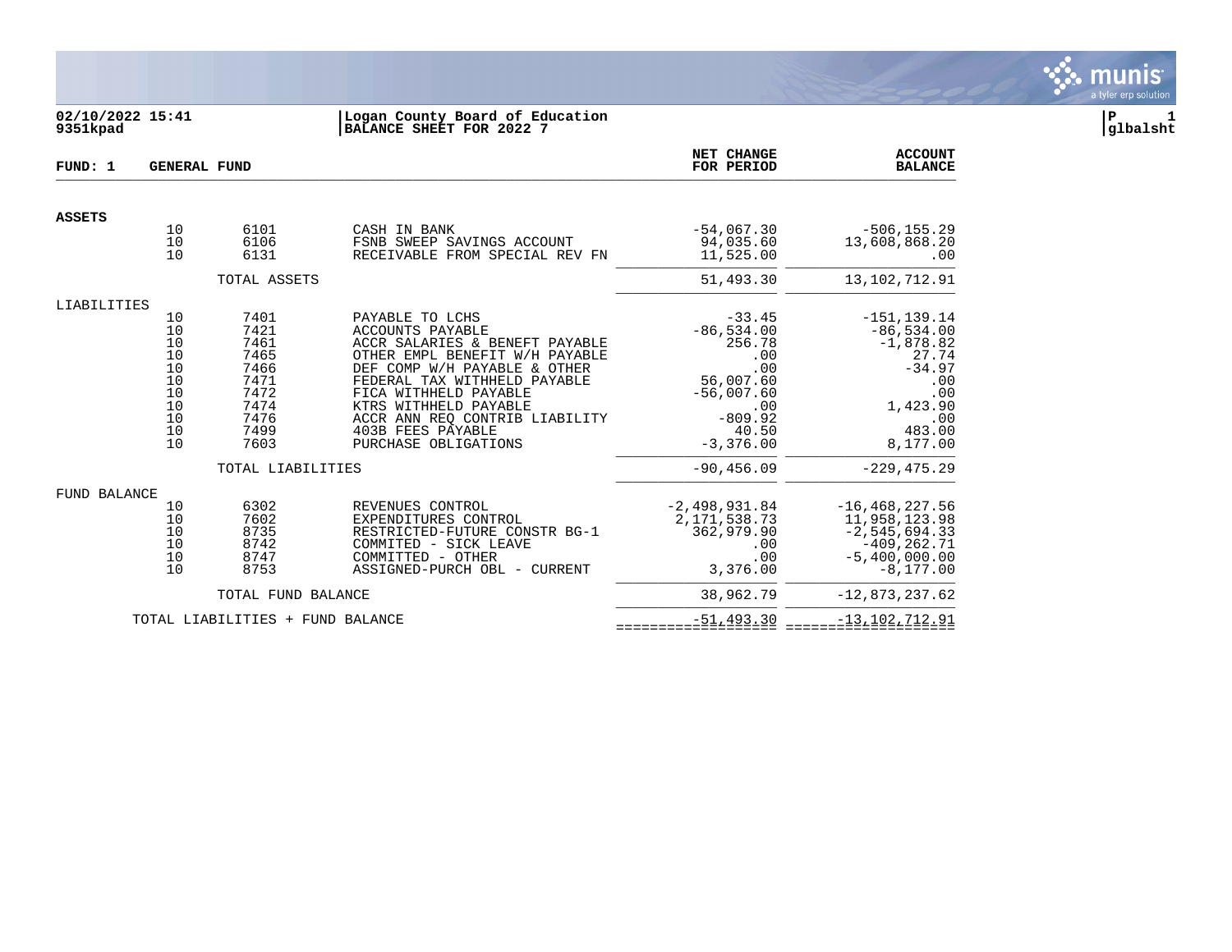02/10/2022 15:41
9351kpad

Logan County Board of Education
BALANCE SHEET FOR 2022 7

glbalsht

**FUND: 1 GENERAL FUND**

| | | | | NET CHANGE FOR PERIOD | ACCOUNT BALANCE |
|---|---|---|---|---|---|
| **ASSETS** | | | | | |
| | 10 | 6101 | CASH IN BANK | -54,067.30 | -506,155.29 |
| | 10 | 6106 | FSNB SWEEP SAVINGS ACCOUNT | 94,035.60 | 13,608,868.20 |
| | 10 | 6131 | RECEIVABLE FROM SPECIAL REV FN | 11,525.00 | .00 |
| | | TOTAL ASSETS | | 51,493.30 | 13,102,712.91 |
| LIABILITIES | | | | | |
| | 10 | 7401 | PAYABLE TO LCHS | -33.45 | -151,139.14 |
| | 10 | 7421 | ACCOUNTS PAYABLE | -86,534.00 | -86,534.00 |
| | 10 | 7461 | ACCR SALARIES & BENEFT PAYABLE | 256.78 | -1,878.82 |
| | 10 | 7465 | OTHER EMPL BENEFIT W/H PAYABLE | .00 | 27.74 |
| | 10 | 7466 | DEF COMP W/H PAYABLE & OTHER | .00 | -34.97 |
| | 10 | 7471 | FEDERAL TAX WITHHELD PAYABLE | 56,007.60 | .00 |
| | 10 | 7472 | FICA WITHHELD PAYABLE | -56,007.60 | .00 |
| | 10 | 7474 | KTRS WITHHELD PAYABLE | .00 | 1,423.90 |
| | 10 | 7476 | ACCR ANN REQ CONTRIB LIABILITY | -809.92 | .00 |
| | 10 | 7499 | 403B FEES PAYABLE | 40.50 | 483.00 |
| | 10 | 7603 | PURCHASE OBLIGATIONS | -3,376.00 | 8,177.00 |
| | | TOTAL LIABILITIES | | -90,456.09 | -229,475.29 |
| FUND BALANCE | | | | | |
| | 10 | 6302 | REVENUES CONTROL | -2,498,931.84 | -16,468,227.56 |
| | 10 | 7602 | EXPENDITURES CONTROL | 2,171,538.73 | 11,958,123.98 |
| | 10 | 8735 | RESTRICTED-FUTURE CONSTR BG-1 | 362,979.90 | -2,545,694.33 |
| | 10 | 8742 | COMMITED - SICK LEAVE | .00 | -409,262.71 |
| | 10 | 8747 | COMMITTED - OTHER | .00 | -5,400,000.00 |
| | 10 | 8753 | ASSIGNED-PURCH OBL - CURRENT | 3,376.00 | -8,177.00 |
| | | TOTAL FUND BALANCE | | 38,962.79 | -12,873,237.62 |
| | TOTAL LIABILITIES + FUND BALANCE | | | -51,493.30 | -13,102,712.91 |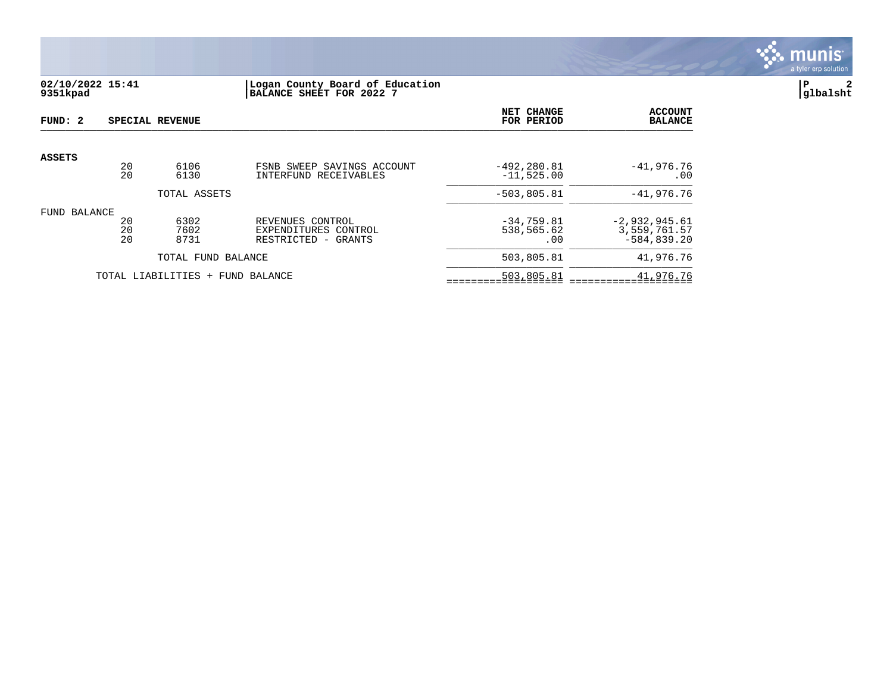02/10/2022 15:41
9351kpad

**Logan County Board of Education**
**BALANCE SHEET FOR 2022 7**

P 2
glbalsht

**FUND: 2 SPECIAL REVENUE**

| | | | | NET CHANGE FOR PERIOD | ACCOUNT BALANCE |
|---|---|---|---|---|---|
| **ASSETS** | | | | | |
| | 20 | 6106 | FSNB SWEEP SAVINGS ACCOUNT | -492,280.81 | -41,976.76 |
| | 20 | 6130 | INTERFUND RECEIVABLES | -11,525.00 | .00 |
| | | TOTAL ASSETS | | -503,805.81 | -41,976.76 |
| FUND BALANCE | | | | | |
| | 20 | 6302 | REVENUES CONTROL | -34,759.81 | -2,932,945.61 |
| | 20 | 7602 | EXPENDITURES CONTROL | 538,565.62 | 3,559,761.57 |
| | 20 | 8731 | RESTRICTED - GRANTS | .00 | -584,839.20 |
| | | TOTAL FUND BALANCE | | 503,805.81 | 41,976.76 |
| | TOTAL LIABILITIES + FUND BALANCE | | | 503,805.81 | 41,976.76 |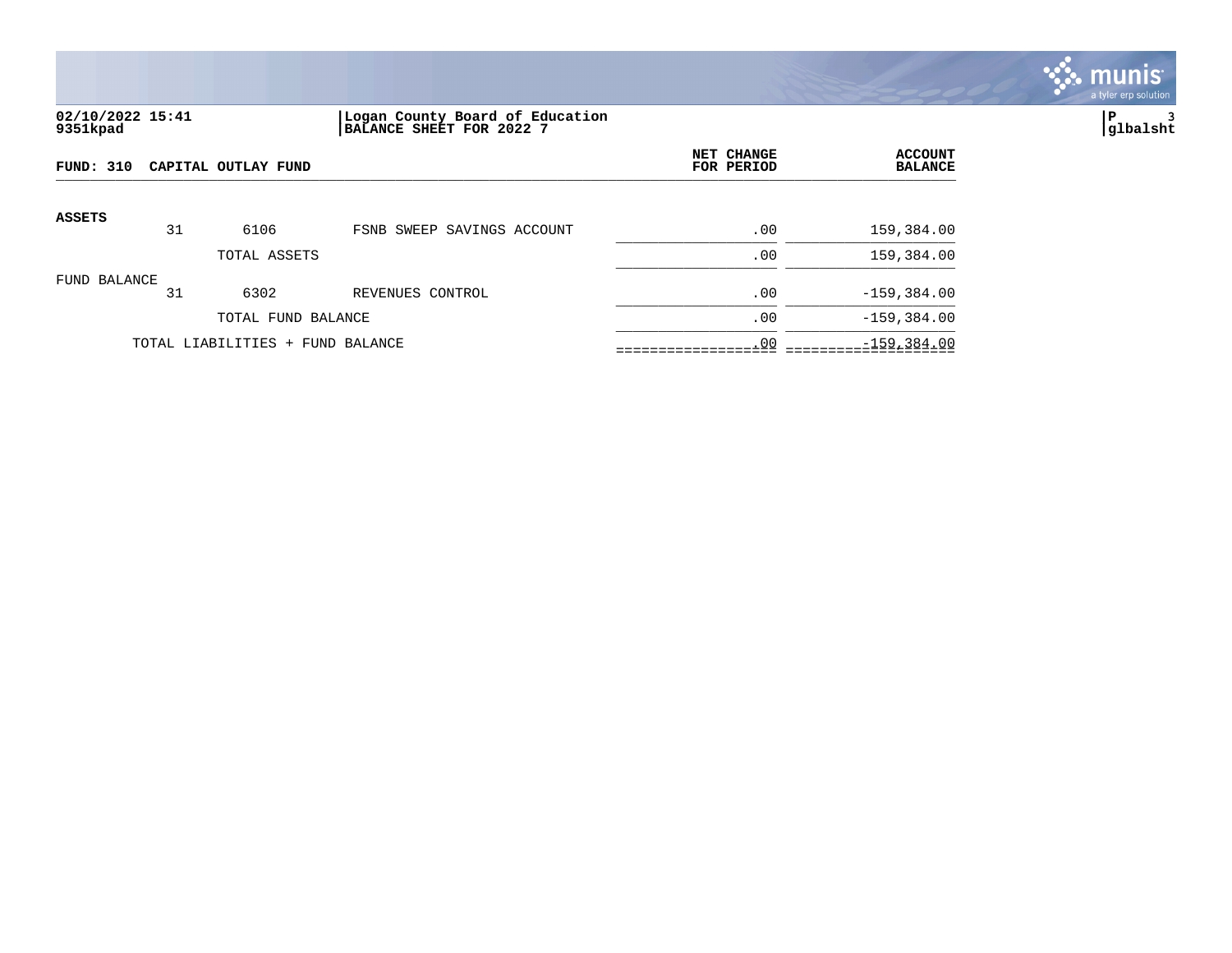02/10/2022 15:41
9351kpad

**Logan County Board of Education**
**BALANCE SHEET FOR 2022 7**

glbalsht

**FUND: 310 CAPITAL OUTLAY FUND**

| | | | | NET CHANGE FOR PERIOD | ACCOUNT BALANCE |
|---|---|---|---|---|---|
| **ASSETS** | | | | | |
| | 31 | 6106 | FSNB SWEEP SAVINGS ACCOUNT | .00 | 159,384.00 |
| | | TOTAL ASSETS | | .00 | 159,384.00 |
| FUND BALANCE | | | | | |
| | 31 | 6302 | REVENUES CONTROL | .00 | -159,384.00 |
| | | TOTAL FUND BALANCE | | .00 | -159,384.00 |
| | TOTAL LIABILITIES + FUND BALANCE | | | .00 | -159,384.00 |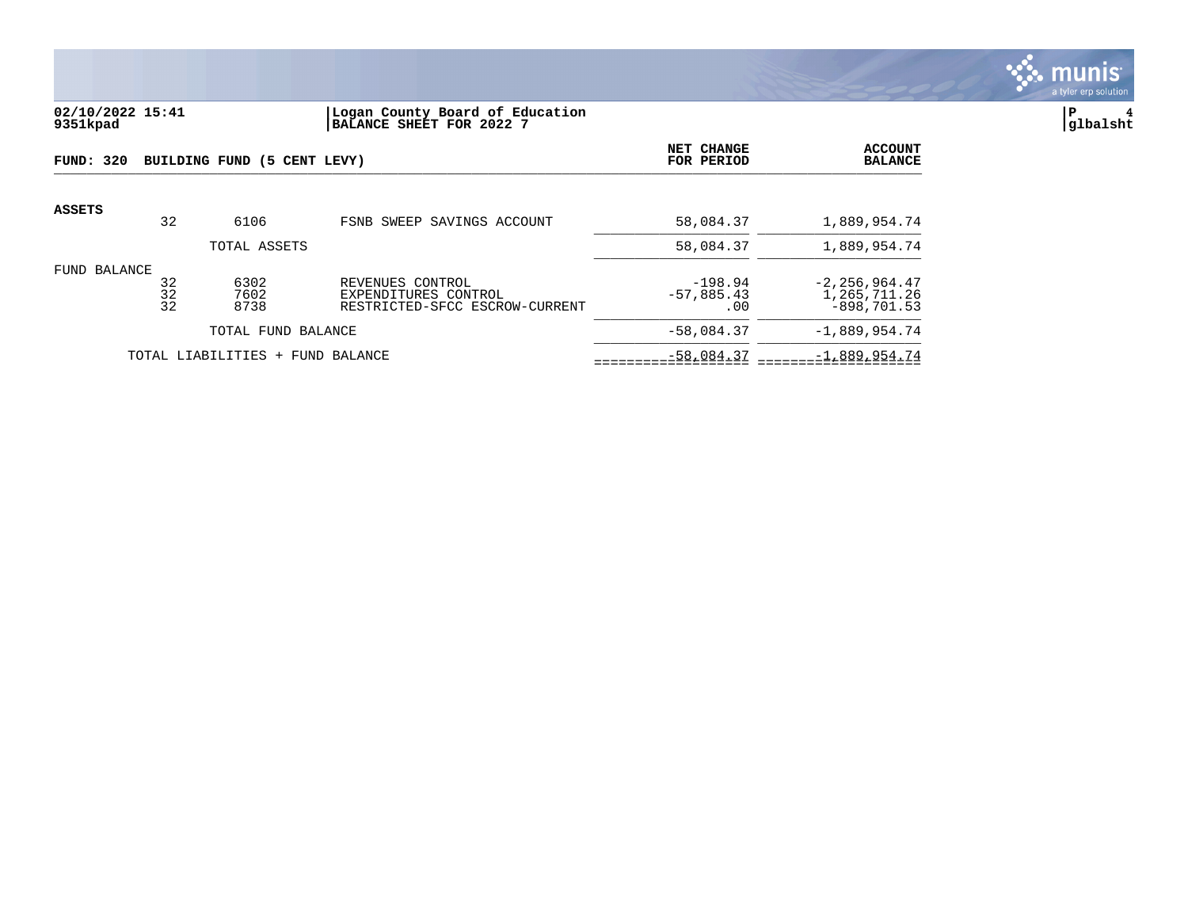**02/10/2022 15:41**
**9351kpad**

**Logan County Board of Education**
**BALANCE SHEET FOR 2022 7**

**P 4**
**glbalsht**

| FUND: 320 BUILDING FUND (5 CENT LEVY) | | | | NET CHANGE FOR PERIOD | ACCOUNT BALANCE |
|---|---|---|---|---|---|
| **ASSETS** | | | | | |
| | 32 | 6106 | FSNB SWEEP SAVINGS ACCOUNT | 58,084.37 | 1,889,954.74 |
| | | TOTAL ASSETS | | 58,084.37 | 1,889,954.74 |
| FUND BALANCE | | | | | |
| | 32 | 6302 | REVENUES CONTROL | -198.94 | -2,256,964.47 |
| | 32 | 7602 | EXPENDITURES CONTROL | -57,885.43 | 1,265,711.26 |
| | 32 | 8738 | RESTRICTED-SFCC ESCROW-CURRENT | .00 | -898,701.53 |
| | | TOTAL FUND BALANCE | | -58,084.37 | -1,889,954.74 |
| | TOTAL LIABILITIES + FUND BALANCE | | | -58,084.37 | -1,889,954.74 |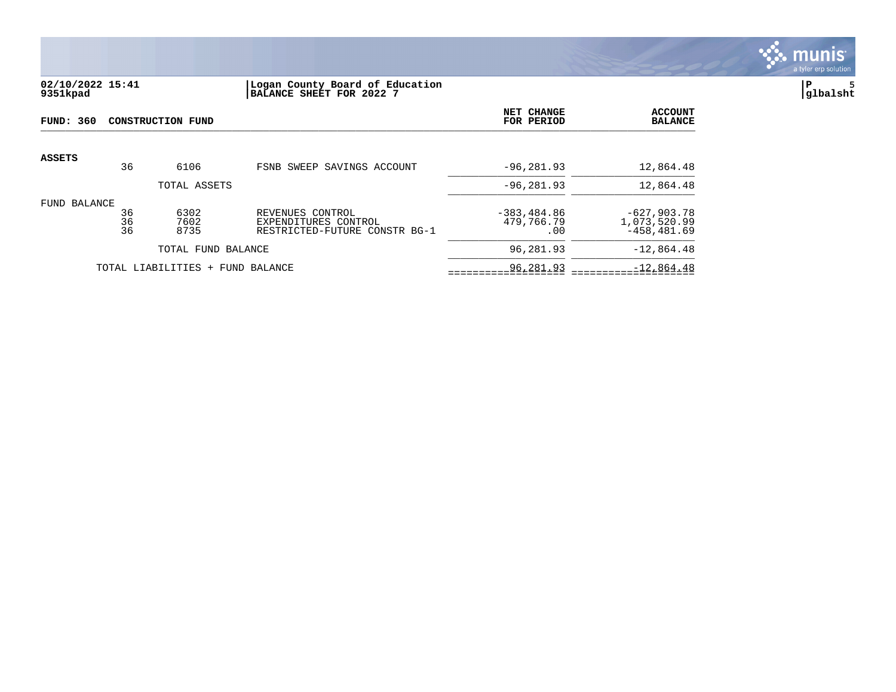02/10/2022 15:41
9351kpad

**Logan County Board of Education**
**BALANCE SHEET FOR 2022 7**

glbalsht

## FUND: 360 CONSTRUCTION FUND

| | | | | NET CHANGE FOR PERIOD | ACCOUNT BALANCE |
|---|---|---|---|---|---|
| **ASSETS** | | | | | |
| | 36 | 6106 | FSNB SWEEP SAVINGS ACCOUNT | -96,281.93 | 12,864.48 |
| | | TOTAL ASSETS | | -96,281.93 | 12,864.48 |
| FUND BALANCE | | | | | |
| | 36 | 6302 | REVENUES CONTROL | -383,484.86 | -627,903.78 |
| | 36 | 7602 | EXPENDITURES CONTROL | 479,766.79 | 1,073,520.99 |
| | 36 | 8735 | RESTRICTED-FUTURE CONSTR BG-1 | .00 | -458,481.69 |
| | | TOTAL FUND BALANCE | | 96,281.93 | -12,864.48 |
| | TOTAL LIABILITIES + FUND BALANCE | | | 96,281.93 | -12,864.48 |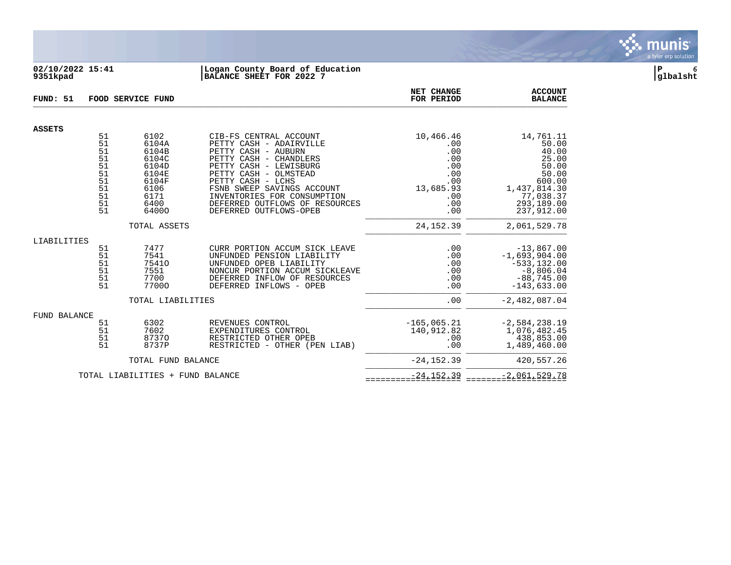02/10/2022 15:41
9351kpad

Logan County Board of Education
BALANCE SHEET FOR 2022 7

P 6
glbalsht

| FUND: 51 FOOD SERVICE FUND | | | | NET CHANGE FOR PERIOD | ACCOUNT BALANCE |
|---|---|---|---|---|---|
| **ASSETS** | | | | | |
| | 51 | 6102 | CIB-FS CENTRAL ACCOUNT | 10,466.46 | 14,761.11 |
| | 51 | 6104A | PETTY CASH - ADAIRVILLE | .00 | 50.00 |
| | 51 | 6104B | PETTY CASH - AUBURN | .00 | 40.00 |
| | 51 | 6104C | PETTY CASH - CHANDLERS | .00 | 25.00 |
| | 51 | 6104D | PETTY CASH - LEWISBURG | .00 | 50.00 |
| | 51 | 6104E | PETTY CASH - OLMSTEAD | .00 | 50.00 |
| | 51 | 6104F | PETTY CASH - LCHS | .00 | 600.00 |
| | 51 | 6106 | FSNB SWEEP SAVINGS ACCOUNT | 13,685.93 | 1,437,814.30 |
| | 51 | 6171 | INVENTORIES FOR CONSUMPTION | .00 | 77,038.37 |
| | 51 | 6400 | DEFERRED OUTFLOWS OF RESOURCES | .00 | 293,189.00 |
| | 51 | 6400O | DEFERRED OUTFLOWS-OPEB | .00 | 237,912.00 |
| | | TOTAL ASSETS | | 24,152.39 | 2,061,529.78 |
| LIABILITIES | | | | | |
| | 51 | 7477 | CURR PORTION ACCUM SICK LEAVE | .00 | -13,867.00 |
| | 51 | 7541 | UNFUNDED PENSION LIABILITY | .00 | -1,693,904.00 |
| | 51 | 7541O | UNFUNDED OPEB LIABILITY | .00 | -533,132.00 |
| | 51 | 7551 | NONCUR PORTION ACCUM SICKLEAVE | .00 | -8,806.04 |
| | 51 | 7700 | DEFERRED INFLOW OF RESOURCES | .00 | -88,745.00 |
| | 51 | 7700O | DEFERRED INFLOWS - OPEB | .00 | -143,633.00 |
| | | TOTAL LIABILITIES | | .00 | -2,482,087.04 |
| FUND BALANCE | | | | | |
| | 51 | 6302 | REVENUES CONTROL | -165,065.21 | -2,584,238.19 |
| | 51 | 7602 | EXPENDITURES CONTROL | 140,912.82 | 1,076,482.45 |
| | 51 | 8737O | RESTRICTED OTHER OPEB | .00 | 438,853.00 |
| | 51 | 8737P | RESTRICTED - OTHER (PEN LIAB) | .00 | 1,489,460.00 |
| | | TOTAL FUND BALANCE | | -24,152.39 | 420,557.26 |
| | TOTAL LIABILITIES + FUND BALANCE | | | -24,152.39 | -2,061,529.78 |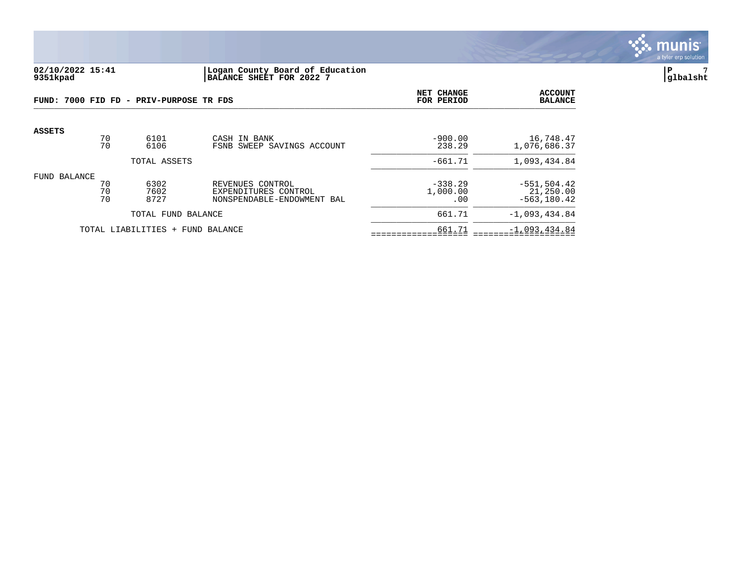**02/10/2022 15:41**
**9351kpad**

**Logan County Board of Education**
**BALANCE SHEET FOR 2022 7**

**P 7**
**glbalsht**

| FUND: 7000 FID FD - PRIV-PURPOSE TR FDS | | | | NET CHANGE FOR PERIOD | ACCOUNT BALANCE |
|---|---|---|---|---|---|
| **ASSETS** | | | | | |
| | 70 | 6101 | CASH IN BANK | -900.00 | 16,748.47 |
| | 70 | 6106 | FSNB SWEEP SAVINGS ACCOUNT | 238.29 | 1,076,686.37 |
| | | TOTAL ASSETS | | -661.71 | 1,093,434.84 |
| FUND BALANCE | | | | | |
| | 70 | 6302 | REVENUES CONTROL | -338.29 | -551,504.42 |
| | 70 | 7602 | EXPENDITURES CONTROL | 1,000.00 | 21,250.00 |
| | 70 | 8727 | NONSPENDABLE-ENDOWMENT BAL | .00 | -563,180.42 |
| | | TOTAL FUND BALANCE | | 661.71 | -1,093,434.84 |
| | TOTAL LIABILITIES + FUND BALANCE | | | 661.71 | -1,093,434.84 |